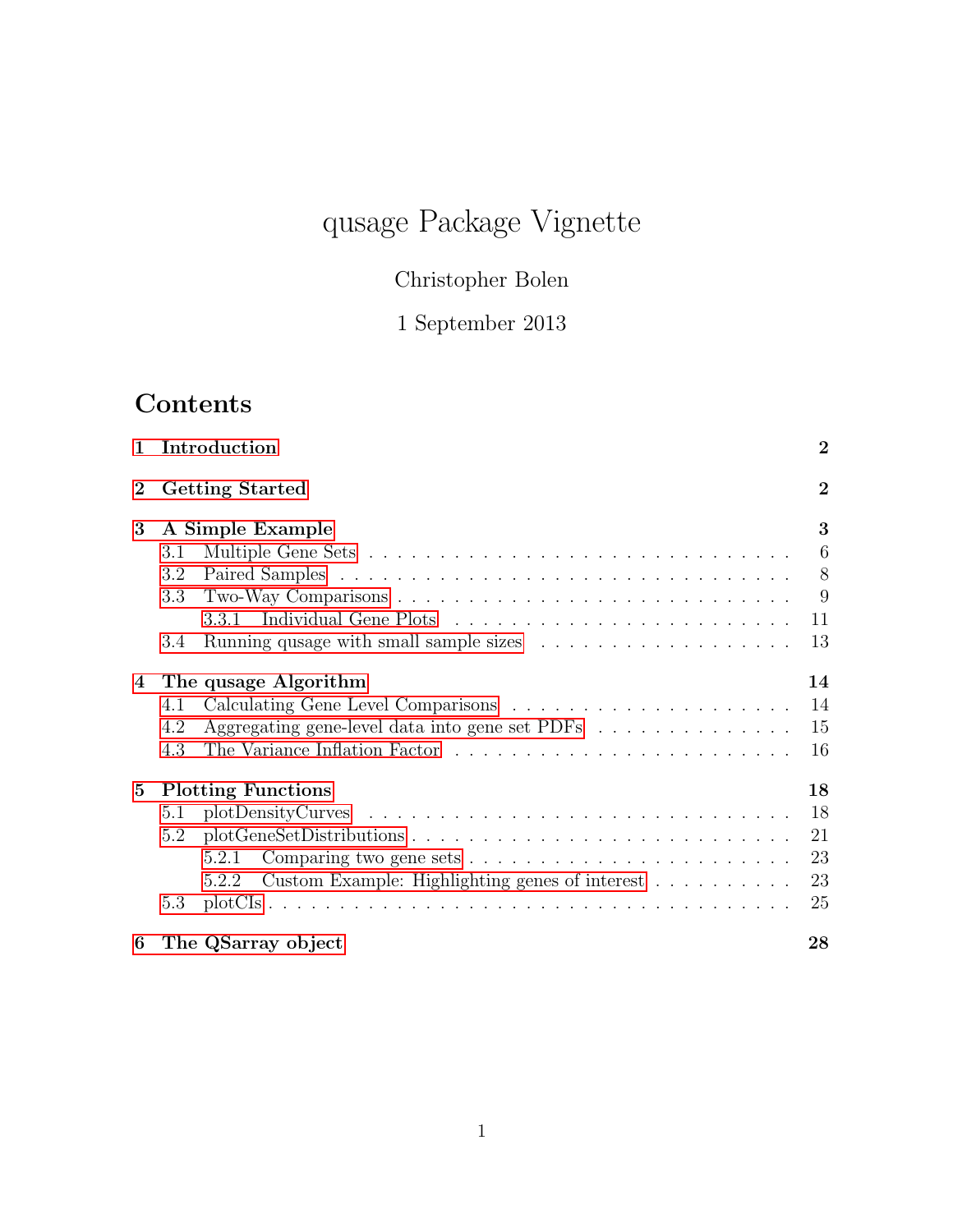# qusage Package Vignette

Christopher Bolen

1 September 2013

## Contents

- 1 Introduction — 2
- 2 Getting Started — 2
- 3 A Simple Example — 3
  - 3.1 Multiple Gene Sets — 6
  - 3.2 Paired Samples — 8
  - 3.3 Two-Way Comparisons — 9
    - 3.3.1 Individual Gene Plots — 11
  - 3.4 Running qusage with small sample sizes — 13
- 4 The qusage Algorithm — 14
  - 4.1 Calculating Gene Level Comparisons — 14
  - 4.2 Aggregating gene-level data into gene set PDFs — 15
  - 4.3 The Variance Inflation Factor — 16
- 5 Plotting Functions — 18
  - 5.1 plotDensityCurves — 18
  - 5.2 plotGeneSetDistributions — 21
    - 5.2.1 Comparing two gene sets — 23
    - 5.2.2 Custom Example: Highlighting genes of interest — 23
  - 5.3 plotCIs — 25
- 6 The QSarray object — 28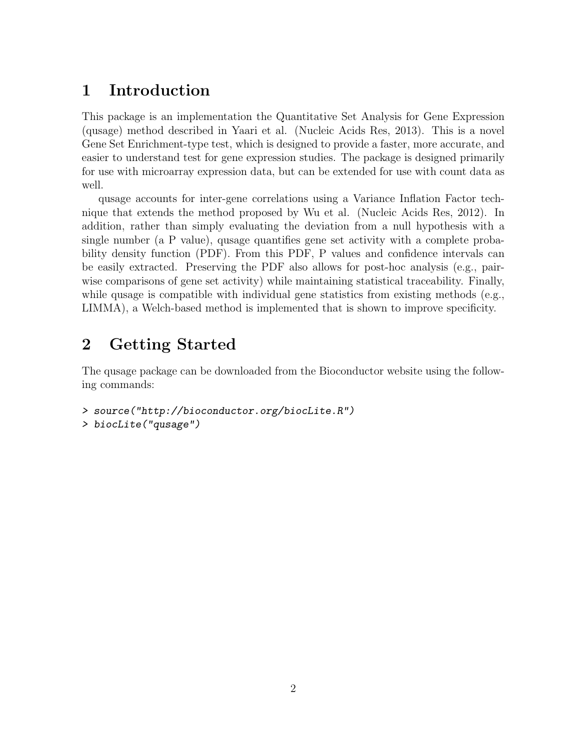# 1 Introduction

This package is an implementation the Quantitative Set Analysis for Gene Expression (qusage) method described in Yaari et al. (Nucleic Acids Res, 2013). This is a novel Gene Set Enrichment-type test, which is designed to provide a faster, more accurate, and easier to understand test for gene expression studies. The package is designed primarily for use with microarray expression data, but can be extended for use with count data as well.

qusage accounts for inter-gene correlations using a Variance Inflation Factor technique that extends the method proposed by Wu et al. (Nucleic Acids Res, 2012). In addition, rather than simply evaluating the deviation from a null hypothesis with a single number (a P value), qusage quantifies gene set activity with a complete probability density function (PDF). From this PDF, P values and confidence intervals can be easily extracted. Preserving the PDF also allows for post-hoc analysis (e.g., pairwise comparisons of gene set activity) while maintaining statistical traceability. Finally, while qusage is compatible with individual gene statistics from existing methods (e.g., LIMMA), a Welch-based method is implemented that is shown to improve specificity.

# 2 Getting Started

The qusage package can be downloaded from the Bioconductor website using the following commands:

```
> source("http://bioconductor.org/biocLite.R")
> biocLite("qusage")
```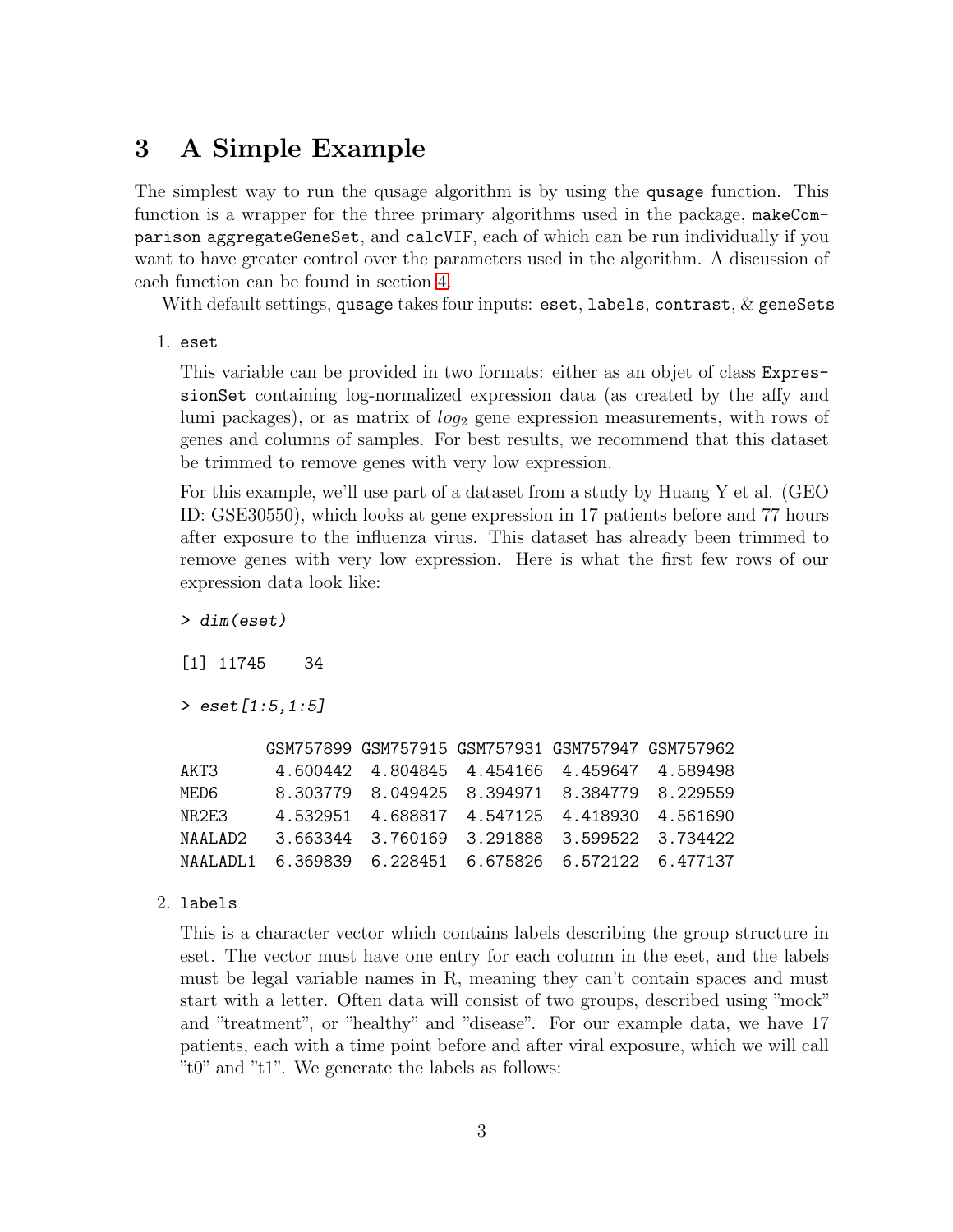## 3 A Simple Example

The simplest way to run the qusage algorithm is by using the `qusage` function. This function is a wrapper for the three primary algorithms used in the package, `makeComparison` `aggregateGeneSet`, and `calcVIF`, each of which can be run individually if you want to have greater control over the parameters used in the algorithm. A discussion of each function can be found in section 4.

With default settings, `qusage` takes four inputs: `eset`, `labels`, `contrast`, & `geneSets`

1. `eset`

   This variable can be provided in two formats: either as an objet of class `ExpressionSet` containing log-normalized expression data (as created by the affy and lumi packages), or as matrix of $log_2$ gene expression measurements, with rows of genes and columns of samples. For best results, we recommend that this dataset be trimmed to remove genes with very low expression.

   For this example, we'll use part of a dataset from a study by Huang Y et al. (GEO ID: GSE30550), which looks at gene expression in 17 patients before and 77 hours after exposure to the influenza virus. This dataset has already been trimmed to remove genes with very low expression. Here is what the first few rows of our expression data look like:

```
> dim(eset)

[1] 11745    34

> eset[1:5,1:5]

         GSM757899 GSM757915 GSM757931 GSM757947 GSM757962
AKT3      4.600442  4.804845  4.454166  4.459647  4.589498
MED6      8.303779  8.049425  8.394971  8.384779  8.229559
NR2E3     4.532951  4.688817  4.547125  4.418930  4.561690
NAALAD2   3.663344  3.760169  3.291888  3.599522  3.734422
NAALADL1  6.369839  6.228451  6.675826  6.572122  6.477137
```

2. `labels`

   This is a character vector which contains labels describing the group structure in eset. The vector must have one entry for each column in the eset, and the labels must be legal variable names in R, meaning they can't contain spaces and must start with a letter. Often data will consist of two groups, described using "mock" and "treatment", or "healthy" and "disease". For our example data, we have 17 patients, each with a time point before and after viral exposure, which we will call "t0" and "t1". We generate the labels as follows: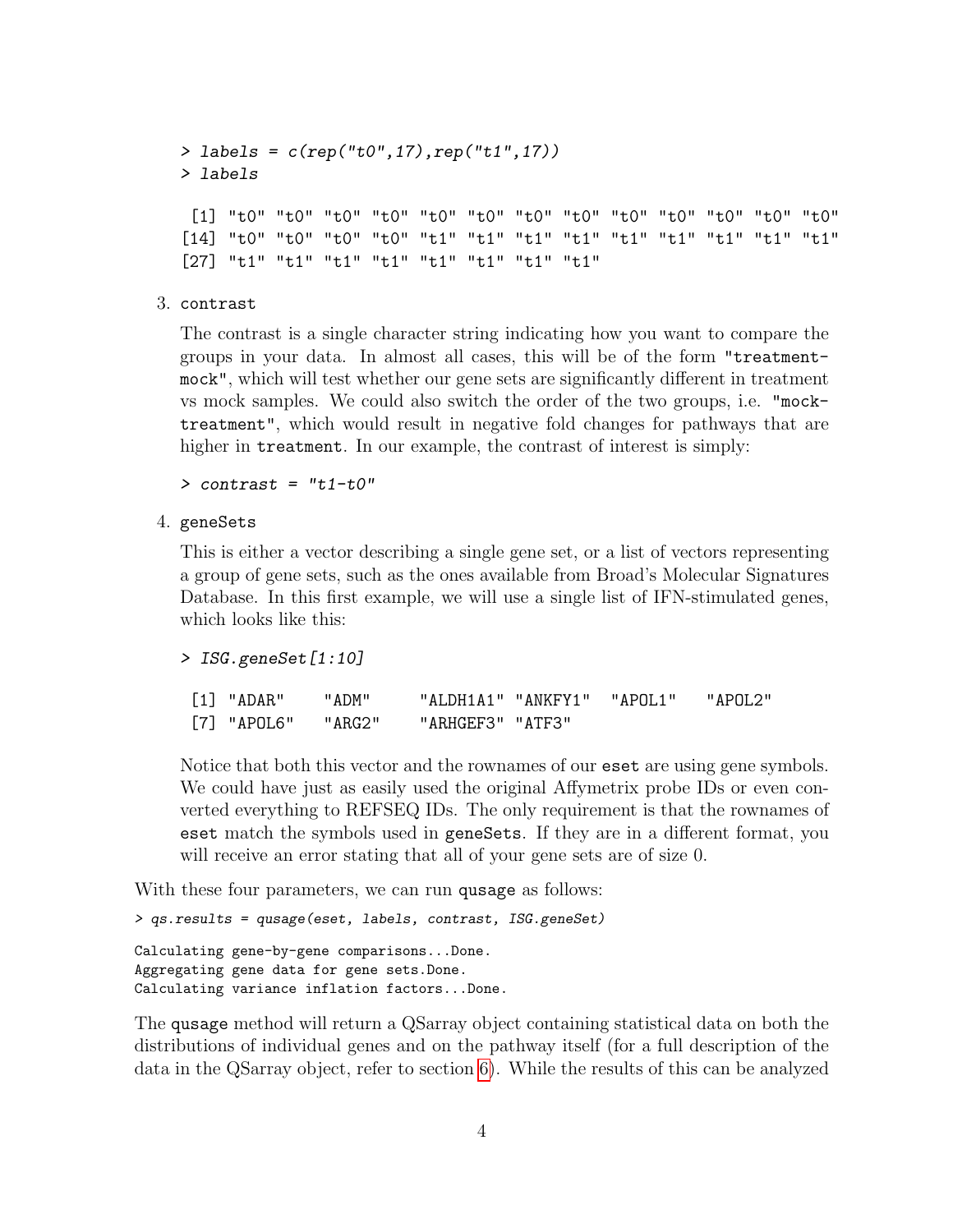```
> labels = c(rep("t0",17),rep("t1",17))
> labels

 [1] "t0" "t0" "t0" "t0" "t0" "t0" "t0" "t0" "t0" "t0" "t0" "t0" "t0"
[14] "t0" "t0" "t0" "t0" "t1" "t1" "t1" "t1" "t1" "t1" "t1" "t1" "t1"
[27] "t1" "t1" "t1" "t1" "t1" "t1" "t1" "t1"
```

3. contrast

   The contrast is a single character string indicating how you want to compare the groups in your data. In almost all cases, this will be of the form "treatment-mock", which will test whether our gene sets are significantly different in treatment vs mock samples. We could also switch the order of the two groups, i.e. "mock-treatment", which would result in negative fold changes for pathways that are higher in treatment. In our example, the contrast of interest is simply:

   ```
   > contrast = "t1-t0"
   ```

4. geneSets

   This is either a vector describing a single gene set, or a list of vectors representing a group of gene sets, such as the ones available from Broad's Molecular Signatures Database. In this first example, we will use a single list of IFN-stimulated genes, which looks like this:

   ```
   > ISG.geneSet[1:10]

    [1] "ADAR"    "ADM"     "ALDH1A1" "ANKFY1"  "APOL1"   "APOL2"
    [7] "APOL6"   "ARG2"    "ARHGEF3" "ATF3"
   ```

   Notice that both this vector and the rownames of our eset are using gene symbols. We could have just as easily used the original Affymetrix probe IDs or even converted everything to REFSEQ IDs. The only requirement is that the rownames of eset match the symbols used in geneSets. If they are in a different format, you will receive an error stating that all of your gene sets are of size 0.

With these four parameters, we can run qusage as follows:

```
> qs.results = qusage(eset, labels, contrast, ISG.geneSet)

Calculating gene-by-gene comparisons...Done.
Aggregating gene data for gene sets.Done.
Calculating variance inflation factors...Done.
```

The qusage method will return a QSarray object containing statistical data on both the distributions of individual genes and on the pathway itself (for a full description of the data in the QSarray object, refer to section 6). While the results of this can be analyzed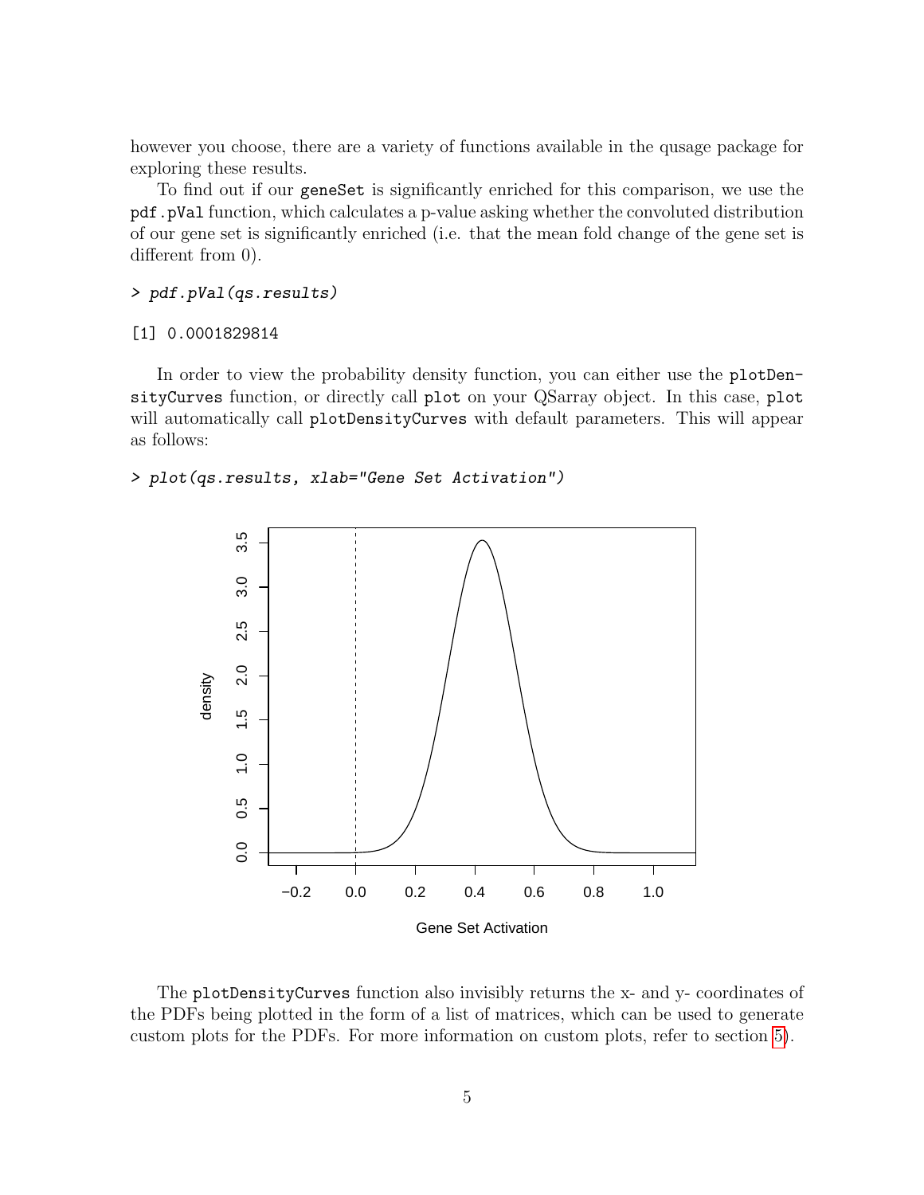however you choose, there are a variety of functions available in the qusage package for exploring these results.

To find out if our `geneSet` is significantly enriched for this comparison, we use the `pdf.pVal` function, which calculates a p-value asking whether the convoluted distribution of our gene set is significantly enriched (i.e. that the mean fold change of the gene set is different from 0).

```
> pdf.pVal(qs.results)

[1] 0.0001829814
```

In order to view the probability density function, you can either use the `plotDensityCurves` function, or directly call `plot` on your QSarray object. In this case, `plot` will automatically call `plotDensityCurves` with default parameters. This will appear as follows:

```
> plot(qs.results, xlab="Gene Set Activation")
```

The `plotDensityCurves` function also invisibly returns the x- and y- coordinates of the PDFs being plotted in the form of a list of matrices, which can be used to generate custom plots for the PDFs. For more information on custom plots, refer to section 5).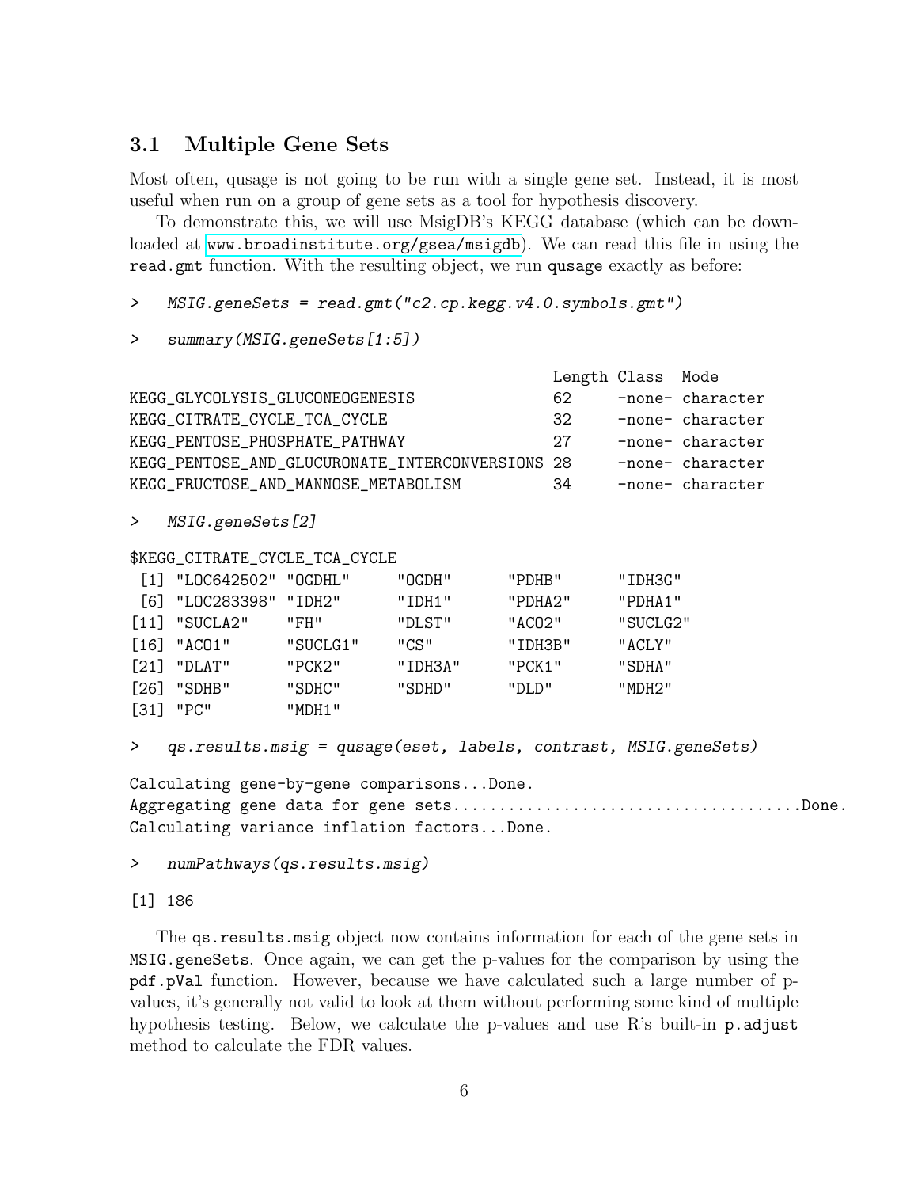## 3.1 Multiple Gene Sets

Most often, qusage is not going to be run with a single gene set. Instead, it is most useful when run on a group of gene sets as a tool for hypothesis discovery.

To demonstrate this, we will use MsigDB's KEGG database (which can be downloaded at www.broadinstitute.org/gsea/msigdb). We can read this file in using the `read.gmt` function. With the resulting object, we run `qusage` exactly as before:

```
>   MSIG.geneSets = read.gmt("c2.cp.kegg.v4.0.symbols.gmt")

>   summary(MSIG.geneSets[1:5])

                                              Length Class  Mode
KEGG_GLYCOLYSIS_GLUCONEOGENESIS               62     -none- character
KEGG_CITRATE_CYCLE_TCA_CYCLE                  32     -none- character
KEGG_PENTOSE_PHOSPHATE_PATHWAY                27     -none- character
KEGG_PENTOSE_AND_GLUCURONATE_INTERCONVERSIONS 28     -none- character
KEGG_FRUCTOSE_AND_MANNOSE_METABOLISM          34     -none- character

>   MSIG.geneSets[2]

$KEGG_CITRATE_CYCLE_TCA_CYCLE
 [1] "LOC642502" "OGDHL"     "OGDH"      "PDHB"      "IDH3G"
 [6] "LOC283398" "IDH2"      "IDH1"      "PDHA2"     "PDHA1"
[11] "SUCLA2"    "FH"        "DLST"      "ACO2"      "SUCLG2"
[16] "ACO1"      "SUCLG1"    "CS"        "IDH3B"     "ACLY"
[21] "DLAT"      "PCK2"      "IDH3A"     "PCK1"      "SDHA"
[26] "SDHB"      "SDHC"      "SDHD"      "DLD"       "MDH2"
[31] "PC"        "MDH1"

>   qs.results.msig = qusage(eset, labels, contrast, MSIG.geneSets)

Calculating gene-by-gene comparisons...Done.
Aggregating gene data for gene sets.....................................Done.
Calculating variance inflation factors...Done.

>   numPathways(qs.results.msig)

[1] 186
```

The `qs.results.msig` object now contains information for each of the gene sets in `MSIG.geneSets`. Once again, we can get the p-values for the comparison by using the `pdf.pVal` function. However, because we have calculated such a large number of p-values, it's generally not valid to look at them without performing some kind of multiple hypothesis testing. Below, we calculate the p-values and use R's built-in `p.adjust` method to calculate the FDR values.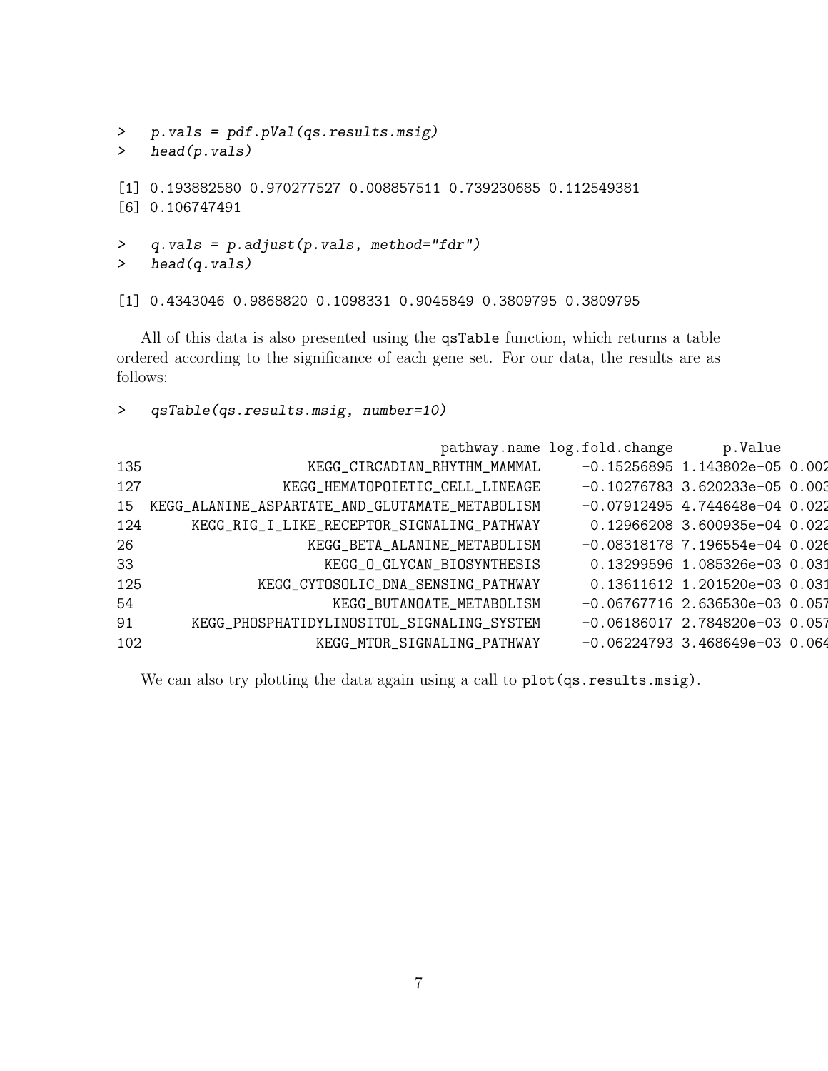```
>  p.vals = pdf.pVal(qs.results.msig)
>  head(p.vals)

[1] 0.193882580 0.970277527 0.008857511 0.739230685 0.112549381
[6] 0.106747491

>  q.vals = p.adjust(p.vals, method="fdr")
>  head(q.vals)

[1] 0.4343046 0.9868820 0.1098331 0.9045849 0.3809795 0.3809795
```

All of this data is also presented using the `qsTable` function, which returns a table ordered according to the significance of each gene set. For our data, the results are as follows:

```
>  qsTable(qs.results.msig, number=10)

                                       pathway.name log.fold.change      p.Value
135                       KEGG_CIRCADIAN_RHYTHM_MAMMAL     -0.15256895 1.143802e-05 0.002
127                     KEGG_HEMATOPOIETIC_CELL_LINEAGE     -0.10276783 3.620233e-05 0.003
15  KEGG_ALANINE_ASPARTATE_AND_GLUTAMATE_METABOLISM     -0.07912495 4.744648e-04 0.022
124        KEGG_RIG_I_LIKE_RECEPTOR_SIGNALING_PATHWAY      0.12966208 3.600935e-04 0.022
26                     KEGG_BETA_ALANINE_METABOLISM     -0.08318178 7.196554e-04 0.026
33                       KEGG_O_GLYCAN_BIOSYNTHESIS      0.13299596 1.085326e-03 0.031
125            KEGG_CYTOSOLIC_DNA_SENSING_PATHWAY      0.13611612 1.201520e-03 0.031
54                        KEGG_BUTANOATE_METABOLISM     -0.06767716 2.636530e-03 0.057
91       KEGG_PHOSPHATIDYLINOSITOL_SIGNALING_SYSTEM     -0.06186017 2.784820e-03 0.057
102                      KEGG_MTOR_SIGNALING_PATHWAY     -0.06224793 3.468649e-03 0.064
```

We can also try plotting the data again using a call to `plot(qs.results.msig)`.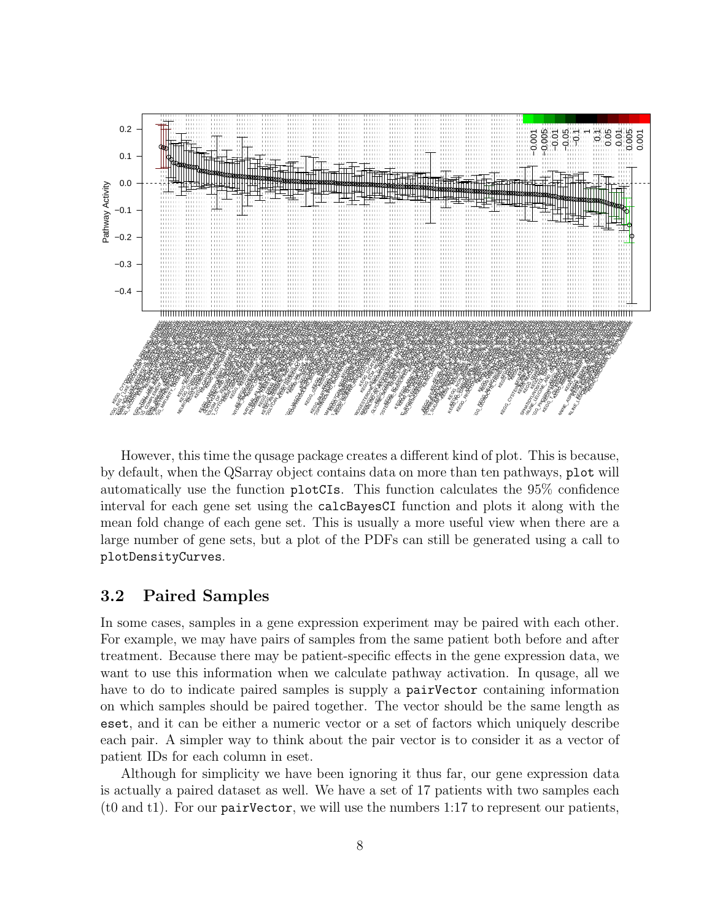However, this time the qusage package creates a different kind of plot. This is because, by default, when the QSarray object contains data on more than ten pathways, `plot` will automatically use the function `plotCIs`. This function calculates the 95% confidence interval for each gene set using the `calcBayesCI` function and plots it along with the mean fold change of each gene set. This is usually a more useful view when there are a large number of gene sets, but a plot of the PDFs can still be generated using a call to `plotDensityCurves`.

## 3.2 Paired Samples

In some cases, samples in a gene expression experiment may be paired with each other. For example, we may have pairs of samples from the same patient both before and after treatment. Because there may be patient-specific effects in the gene expression data, we want to use this information when we calculate pathway activation. In qusage, all we have to do to indicate paired samples is supply a `pairVector` containing information on which samples should be paired together. The vector should be the same length as `eset`, and it can be either a numeric vector or a set of factors which uniquely describe each pair. A simpler way to think about the pair vector is to consider it as a vector of patient IDs for each column in eset.

Although for simplicity we have been ignoring it thus far, our gene expression data is actually a paired dataset as well. We have a set of 17 patients with two samples each (t0 and t1). For our `pairVector`, we will use the numbers 1:17 to represent our patients,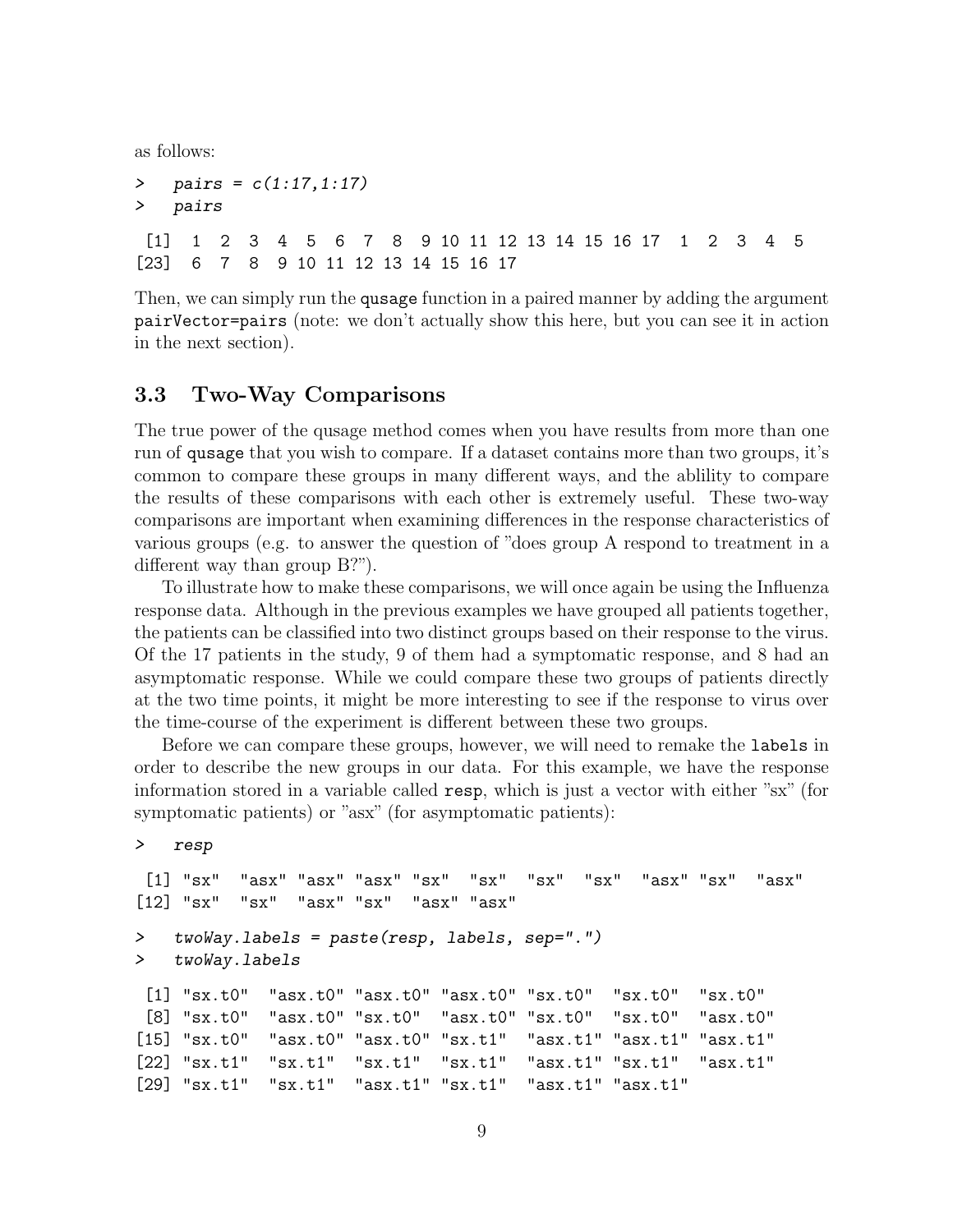as follows:

```
>   pairs = c(1:17,1:17)
>   pairs

 [1]  1  2  3  4  5  6  7  8  9 10 11 12 13 14 15 16 17  1  2  3  4  5
[23]  6  7  8  9 10 11 12 13 14 15 16 17
```

Then, we can simply run the `qusage` function in a paired manner by adding the argument `pairVector=pairs` (note: we don't actually show this here, but you can see it in action in the next section).

## 3.3 Two-Way Comparisons

The true power of the qusage method comes when you have results from more than one run of `qusage` that you wish to compare. If a dataset contains more than two groups, it's common to compare these groups in many different ways, and the ablility to compare the results of these comparisons with each other is extremely useful. These two-way comparisons are important when examining differences in the response characteristics of various groups (e.g. to answer the question of "does group A respond to treatment in a different way than group B?").

To illustrate how to make these comparisons, we will once again be using the Influenza response data. Although in the previous examples we have grouped all patients together, the patients can be classified into two distinct groups based on their response to the virus. Of the 17 patients in the study, 9 of them had a symptomatic response, and 8 had an asymptomatic response. While we could compare these two groups of patients directly at the two time points, it might be more interesting to see if the response to virus over the time-course of the experiment is different between these two groups.

Before we can compare these groups, however, we will need to remake the `labels` in order to describe the new groups in our data. For this example, we have the response information stored in a variable called `resp`, which is just a vector with either "sx" (for symptomatic patients) or "asx" (for asymptomatic patients):

```
>   resp

 [1] "sx"  "asx" "asx" "asx" "sx"  "sx"  "sx"  "sx"  "asx" "sx"  "asx"
[12] "sx"  "sx"  "asx" "sx"  "asx" "asx"

>   twoWay.labels = paste(resp, labels, sep=".")
>   twoWay.labels

 [1] "sx.t0"  "asx.t0" "asx.t0" "asx.t0" "sx.t0"  "sx.t0"  "sx.t0"
 [8] "sx.t0"  "asx.t0" "sx.t0"  "asx.t0" "sx.t0"  "sx.t0"  "asx.t0"
[15] "sx.t0"  "asx.t0" "asx.t0" "sx.t1"  "asx.t1" "asx.t1" "asx.t1"
[22] "sx.t1"  "sx.t1"  "sx.t1"  "sx.t1"  "asx.t1" "sx.t1"  "asx.t1"
[29] "sx.t1"  "sx.t1"  "asx.t1" "sx.t1"  "asx.t1" "asx.t1"
```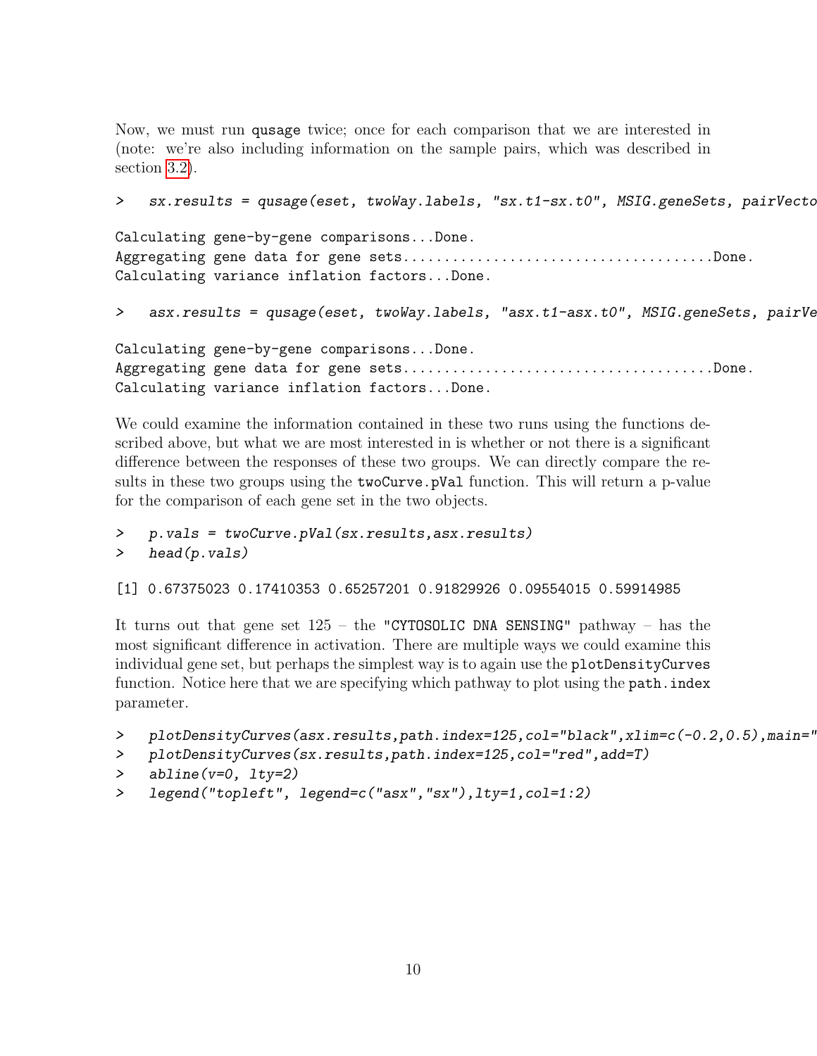Now, we must run qusage twice; once for each comparison that we are interested in (note: we're also including information on the sample pairs, which was described in section 3.2).

```
>   sx.results = qusage(eset, twoWay.labels, "sx.t1-sx.t0", MSIG.geneSets, pairVecto

Calculating gene-by-gene comparisons...Done.
Aggregating gene data for gene sets.....................................Done.
Calculating variance inflation factors...Done.

>   asx.results = qusage(eset, twoWay.labels, "asx.t1-asx.t0", MSIG.geneSets, pairVe

Calculating gene-by-gene comparisons...Done.
Aggregating gene data for gene sets.....................................Done.
Calculating variance inflation factors...Done.
```

We could examine the information contained in these two runs using the functions described above, but what we are most interested in is whether or not there is a significant difference between the responses of these two groups. We can directly compare the results in these two groups using the twoCurve.pVal function. This will return a p-value for the comparison of each gene set in the two objects.

```
>   p.vals = twoCurve.pVal(sx.results,asx.results)
>   head(p.vals)

[1] 0.67375023 0.17410353 0.65257201 0.91829926 0.09554015 0.59914985
```

It turns out that gene set 125 – the "CYTOSOLIC DNA SENSING" pathway – has the most significant difference in activation. There are multiple ways we could examine this individual gene set, but perhaps the simplest way is to again use the plotDensityCurves function. Notice here that we are specifying which pathway to plot using the path.index parameter.

```
>   plotDensityCurves(asx.results,path.index=125,col="black",xlim=c(-0.2,0.5),main="
>   plotDensityCurves(sx.results,path.index=125,col="red",add=T)
>   abline(v=0, lty=2)
>   legend("topleft", legend=c("asx","sx"),lty=1,col=1:2)
```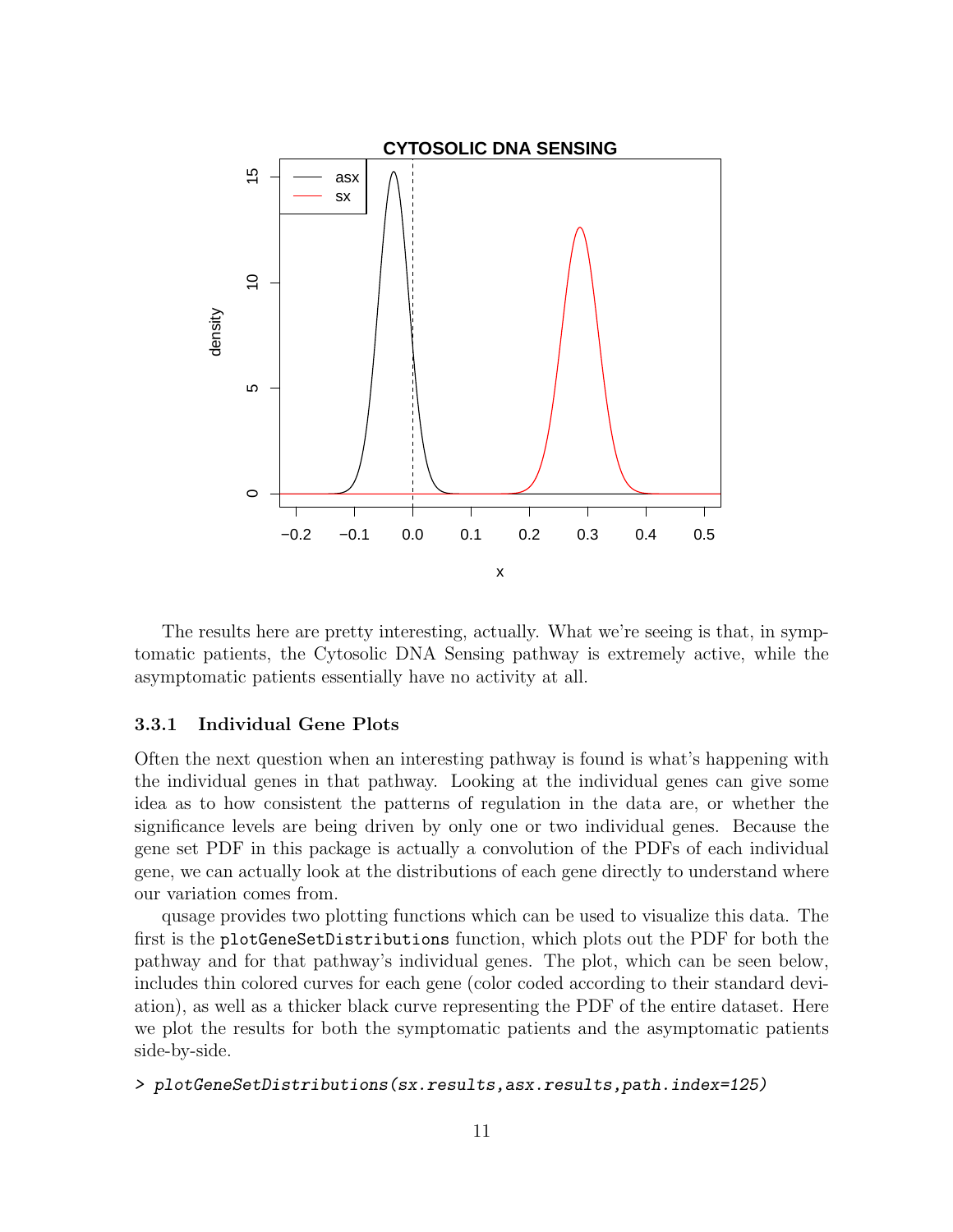The results here are pretty interesting, actually. What we're seeing is that, in symptomatic patients, the Cytosolic DNA Sensing pathway is extremely active, while the asymptomatic patients essentially have no activity at all.

### 3.3.1 Individual Gene Plots

Often the next question when an interesting pathway is found is what's happening with the individual genes in that pathway. Looking at the individual genes can give some idea as to how consistent the patterns of regulation in the data are, or whether the significance levels are being driven by only one or two individual genes. Because the gene set PDF in this package is actually a convolution of the PDFs of each individual gene, we can actually look at the distributions of each gene directly to understand where our variation comes from.

qusage provides two plotting functions which can be used to visualize this data. The first is the `plotGeneSetDistributions` function, which plots out the PDF for both the pathway and for that pathway's individual genes. The plot, which can be seen below, includes thin colored curves for each gene (color coded according to their standard deviation), as well as a thicker black curve representing the PDF of the entire dataset. Here we plot the results for both the symptomatic patients and the asymptomatic patients side-by-side.

```
> plotGeneSetDistributions(sx.results,asx.results,path.index=125)
```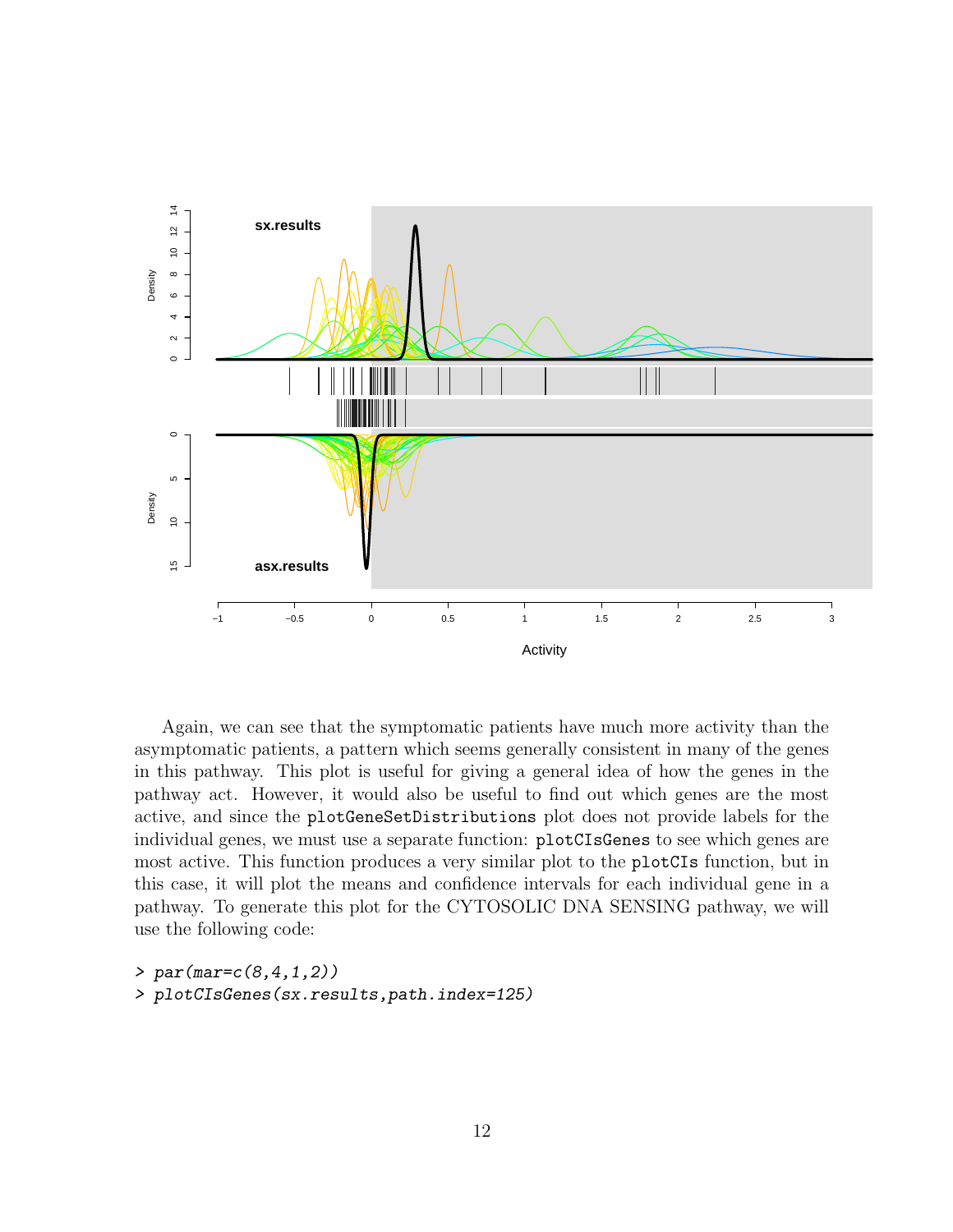Again, we can see that the symptomatic patients have much more activity than the asymptomatic patients, a pattern which seems generally consistent in many of the genes in this pathway. This plot is useful for giving a general idea of how the genes in the pathway act. However, it would also be useful to find out which genes are the most active, and since the `plotGeneSetDistributions` plot does not provide labels for the individual genes, we must use a separate function: `plotCIsGenes` to see which genes are most active. This function produces a very similar plot to the `plotCIs` function, but in this case, it will plot the means and confidence intervals for each individual gene in a pathway. To generate this plot for the CYTOSOLIC DNA SENSING pathway, we will use the following code:

```
> par(mar=c(8,4,1,2))
> plotCIsGenes(sx.results,path.index=125)
```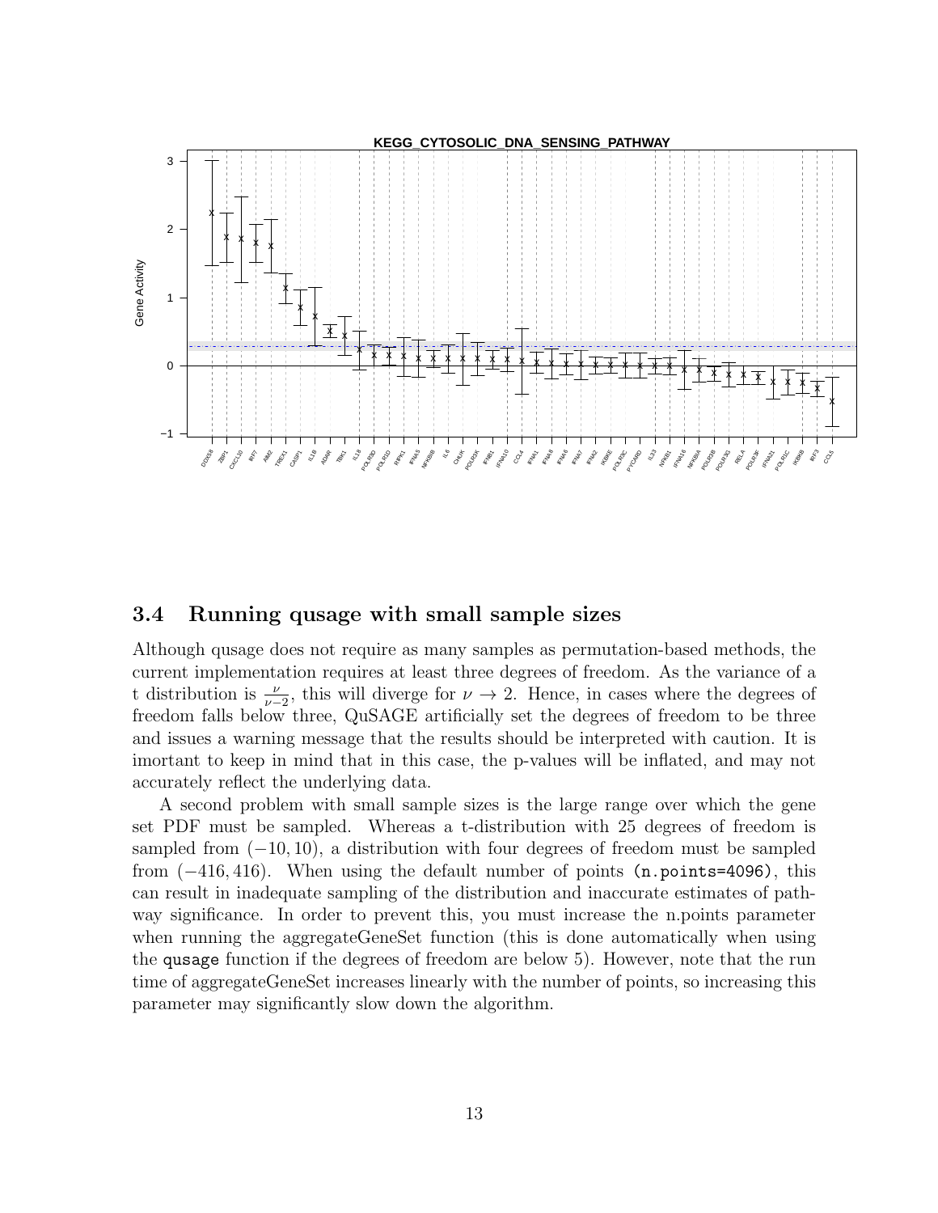## 3.4 Running qusage with small sample sizes

Although qusage does not require as many samples as permutation-based methods, the current implementation requires at least three degrees of freedom. As the variance of a t distribution is $\frac{\nu}{\nu-2}$, this will diverge for $\nu \to 2$. Hence, in cases where the degrees of freedom falls below three, QuSAGE artificially set the degrees of freedom to be three and issues a warning message that the results should be interpreted with caution. It is imortant to keep in mind that in this case, the p-values will be inflated, and may not accurately reflect the underlying data.

A second problem with small sample sizes is the large range over which the gene set PDF must be sampled. Whereas a t-distribution with 25 degrees of freedom is sampled from $(-10, 10)$, a distribution with four degrees of freedom must be sampled from $(-416, 416)$. When using the default number of points `(n.points=4096)`, this can result in inadequate sampling of the distribution and inaccurate estimates of pathway significance. In order to prevent this, you must increase the n.points parameter when running the aggregateGeneSet function (this is done automatically when using the `qusage` function if the degrees of freedom are below 5). However, note that the run time of aggregateGeneSet increases linearly with the number of points, so increasing this parameter may significantly slow down the algorithm.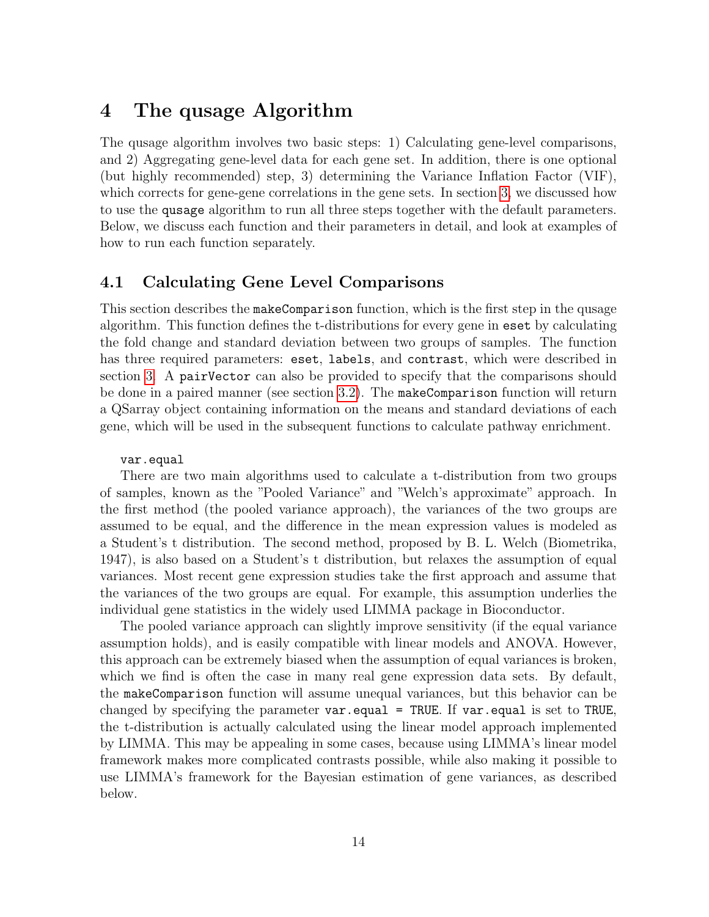# 4 The qusage Algorithm

The qusage algorithm involves two basic steps: 1) Calculating gene-level comparisons, and 2) Aggregating gene-level data for each gene set. In addition, there is one optional (but highly recommended) step, 3) determining the Variance Inflation Factor (VIF), which corrects for gene-gene correlations in the gene sets. In section 3, we discussed how to use the `qusage` algorithm to run all three steps together with the default parameters. Below, we discuss each function and their parameters in detail, and look at examples of how to run each function separately.

## 4.1 Calculating Gene Level Comparisons

This section describes the `makeComparison` function, which is the first step in the qusage algorithm. This function defines the t-distributions for every gene in `eset` by calculating the fold change and standard deviation between two groups of samples. The function has three required parameters: `eset`, `labels`, and `contrast`, which were described in section 3. A `pairVector` can also be provided to specify that the comparisons should be done in a paired manner (see section 3.2). The `makeComparison` function will return a QSarray object containing information on the means and standard deviations of each gene, which will be used in the subsequent functions to calculate pathway enrichment.

`var.equal`

There are two main algorithms used to calculate a t-distribution from two groups of samples, known as the "Pooled Variance" and "Welch's approximate" approach. In the first method (the pooled variance approach), the variances of the two groups are assumed to be equal, and the difference in the mean expression values is modeled as a Student's t distribution. The second method, proposed by B. L. Welch (Biometrika, 1947), is also based on a Student's t distribution, but relaxes the assumption of equal variances. Most recent gene expression studies take the first approach and assume that the variances of the two groups are equal. For example, this assumption underlies the individual gene statistics in the widely used LIMMA package in Bioconductor.

The pooled variance approach can slightly improve sensitivity (if the equal variance assumption holds), and is easily compatible with linear models and ANOVA. However, this approach can be extremely biased when the assumption of equal variances is broken, which we find is often the case in many real gene expression data sets. By default, the `makeComparison` function will assume unequal variances, but this behavior can be changed by specifying the parameter `var.equal = TRUE`. If `var.equal` is set to `TRUE`, the t-distribution is actually calculated using the linear model approach implemented by LIMMA. This may be appealing in some cases, because using LIMMA's linear model framework makes more complicated contrasts possible, while also making it possible to use LIMMA's framework for the Bayesian estimation of gene variances, as described below.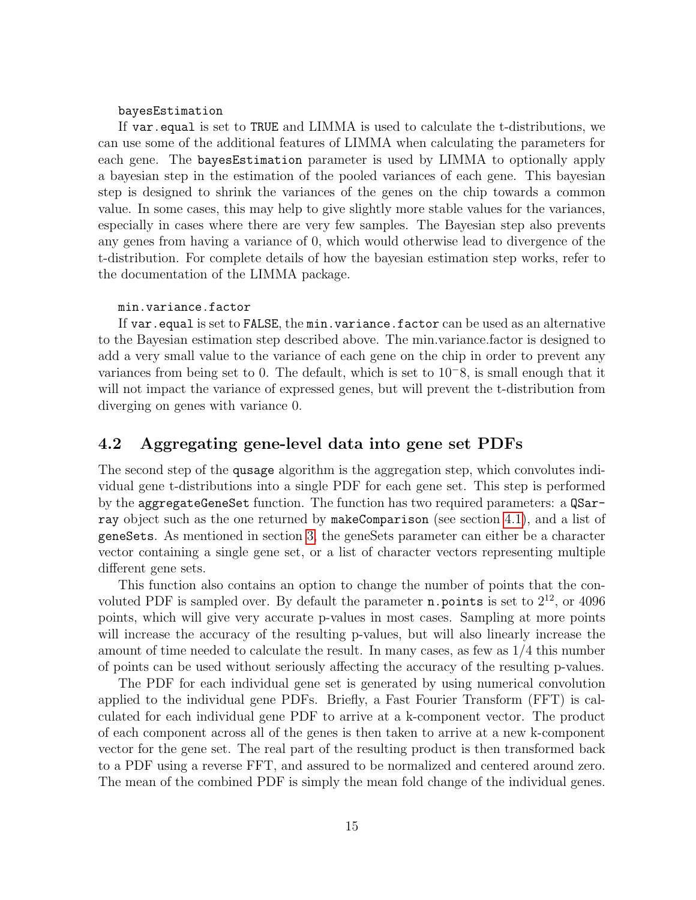bayesEstimation

If var.equal is set to TRUE and LIMMA is used to calculate the t-distributions, we can use some of the additional features of LIMMA when calculating the parameters for each gene. The bayesEstimation parameter is used by LIMMA to optionally apply a bayesian step in the estimation of the pooled variances of each gene. This bayesian step is designed to shrink the variances of the genes on the chip towards a common value. In some cases, this may help to give slightly more stable values for the variances, especially in cases where there are very few samples. The Bayesian step also prevents any genes from having a variance of 0, which would otherwise lead to divergence of the t-distribution. For complete details of how the bayesian estimation step works, refer to the documentation of the LIMMA package.

min.variance.factor

If var.equal is set to FALSE, the min.variance.factor can be used as an alternative to the Bayesian estimation step described above. The min.variance.factor is designed to add a very small value to the variance of each gene on the chip in order to prevent any variances from being set to 0. The default, which is set to $10^{-}8$, is small enough that it will not impact the variance of expressed genes, but will prevent the t-distribution from diverging on genes with variance 0.

## 4.2 Aggregating gene-level data into gene set PDFs

The second step of the qusage algorithm is the aggregation step, which convolutes individual gene t-distributions into a single PDF for each gene set. This step is performed by the aggregateGeneSet function. The function has two required parameters: a QSarray object such as the one returned by makeComparison (see section 4.1), and a list of geneSets. As mentioned in section 3, the geneSets parameter can either be a character vector containing a single gene set, or a list of character vectors representing multiple different gene sets.

This function also contains an option to change the number of points that the convoluted PDF is sampled over. By default the parameter n.points is set to $2^{12}$, or 4096 points, which will give very accurate p-values in most cases. Sampling at more points will increase the accuracy of the resulting p-values, but will also linearly increase the amount of time needed to calculate the result. In many cases, as few as 1/4 this number of points can be used without seriously affecting the accuracy of the resulting p-values.

The PDF for each individual gene set is generated by using numerical convolution applied to the individual gene PDFs. Briefly, a Fast Fourier Transform (FFT) is calculated for each individual gene PDF to arrive at a k-component vector. The product of each component across all of the genes is then taken to arrive at a new k-component vector for the gene set. The real part of the resulting product is then transformed back to a PDF using a reverse FFT, and assured to be normalized and centered around zero. The mean of the combined PDF is simply the mean fold change of the individual genes.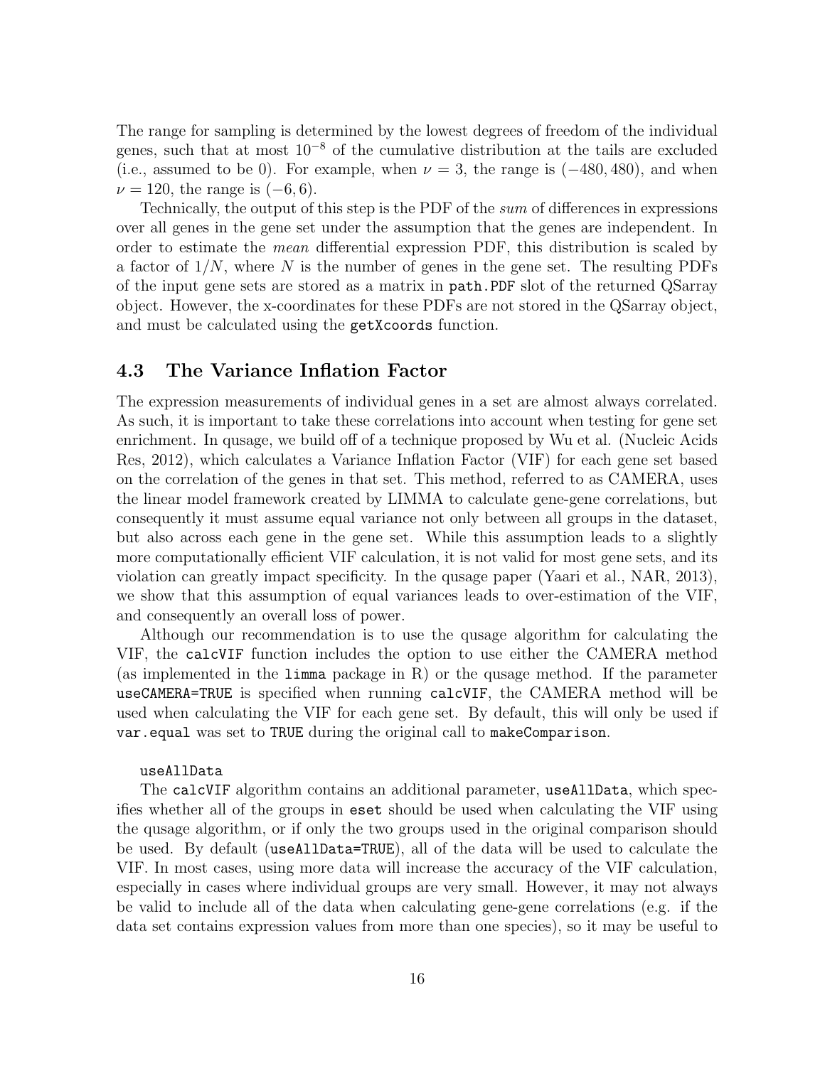The range for sampling is determined by the lowest degrees of freedom of the individual genes, such that at most $10^{-8}$ of the cumulative distribution at the tails are excluded (i.e., assumed to be 0). For example, when $\nu = 3$, the range is $(-480, 480)$, and when $\nu = 120$, the range is $(-6, 6)$.

Technically, the output of this step is the PDF of the *sum* of differences in expressions over all genes in the gene set under the assumption that the genes are independent. In order to estimate the *mean* differential expression PDF, this distribution is scaled by a factor of $1/N$, where $N$ is the number of genes in the gene set. The resulting PDFs of the input gene sets are stored as a matrix in `path.PDF` slot of the returned QSarray object. However, the x-coordinates for these PDFs are not stored in the QSarray object, and must be calculated using the `getXcoords` function.

## 4.3 The Variance Inflation Factor

The expression measurements of individual genes in a set are almost always correlated. As such, it is important to take these correlations into account when testing for gene set enrichment. In qusage, we build off of a technique proposed by Wu et al. (Nucleic Acids Res, 2012), which calculates a Variance Inflation Factor (VIF) for each gene set based on the correlation of the genes in that set. This method, referred to as CAMERA, uses the linear model framework created by LIMMA to calculate gene-gene correlations, but consequently it must assume equal variance not only between all groups in the dataset, but also across each gene in the gene set. While this assumption leads to a slightly more computationally efficient VIF calculation, it is not valid for most gene sets, and its violation can greatly impact specificity. In the qusage paper (Yaari et al., NAR, 2013), we show that this assumption of equal variances leads to over-estimation of the VIF, and consequently an overall loss of power.

Although our recommendation is to use the qusage algorithm for calculating the VIF, the `calcVIF` function includes the option to use either the CAMERA method (as implemented in the `limma` package in R) or the qusage method. If the parameter `useCAMERA=TRUE` is specified when running `calcVIF`, the CAMERA method will be used when calculating the VIF for each gene set. By default, this will only be used if `var.equal` was set to `TRUE` during the original call to `makeComparison`.

`useAllData`

The `calcVIF` algorithm contains an additional parameter, `useAllData`, which specifies whether all of the groups in `eset` should be used when calculating the VIF using the qusage algorithm, or if only the two groups used in the original comparison should be used. By default (`useAllData=TRUE`), all of the data will be used to calculate the VIF. In most cases, using more data will increase the accuracy of the VIF calculation, especially in cases where individual groups are very small. However, it may not always be valid to include all of the data when calculating gene-gene correlations (e.g. if the data set contains expression values from more than one species), so it may be useful to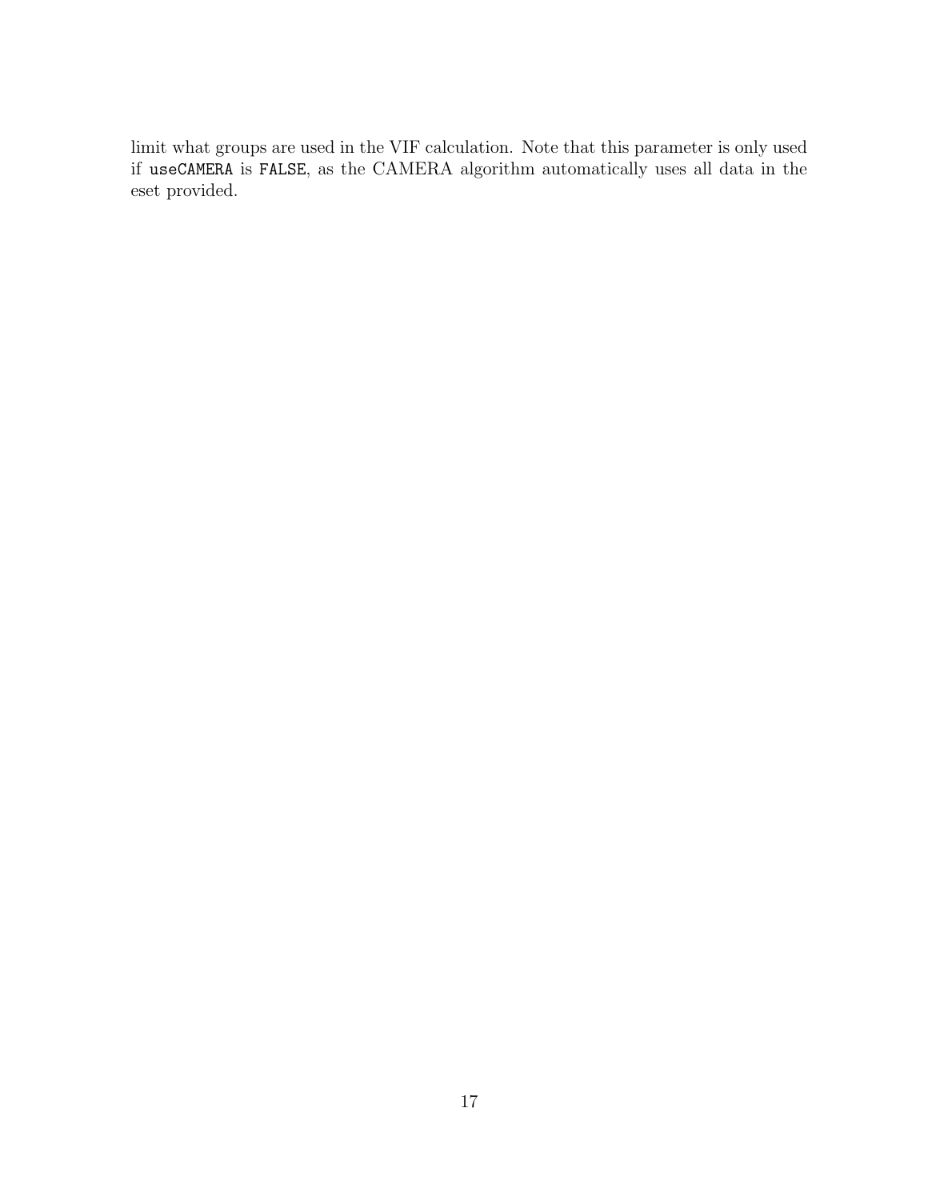limit what groups are used in the VIF calculation. Note that this parameter is only used if `useCAMERA` is `FALSE`, as the CAMERA algorithm automatically uses all data in the eset provided.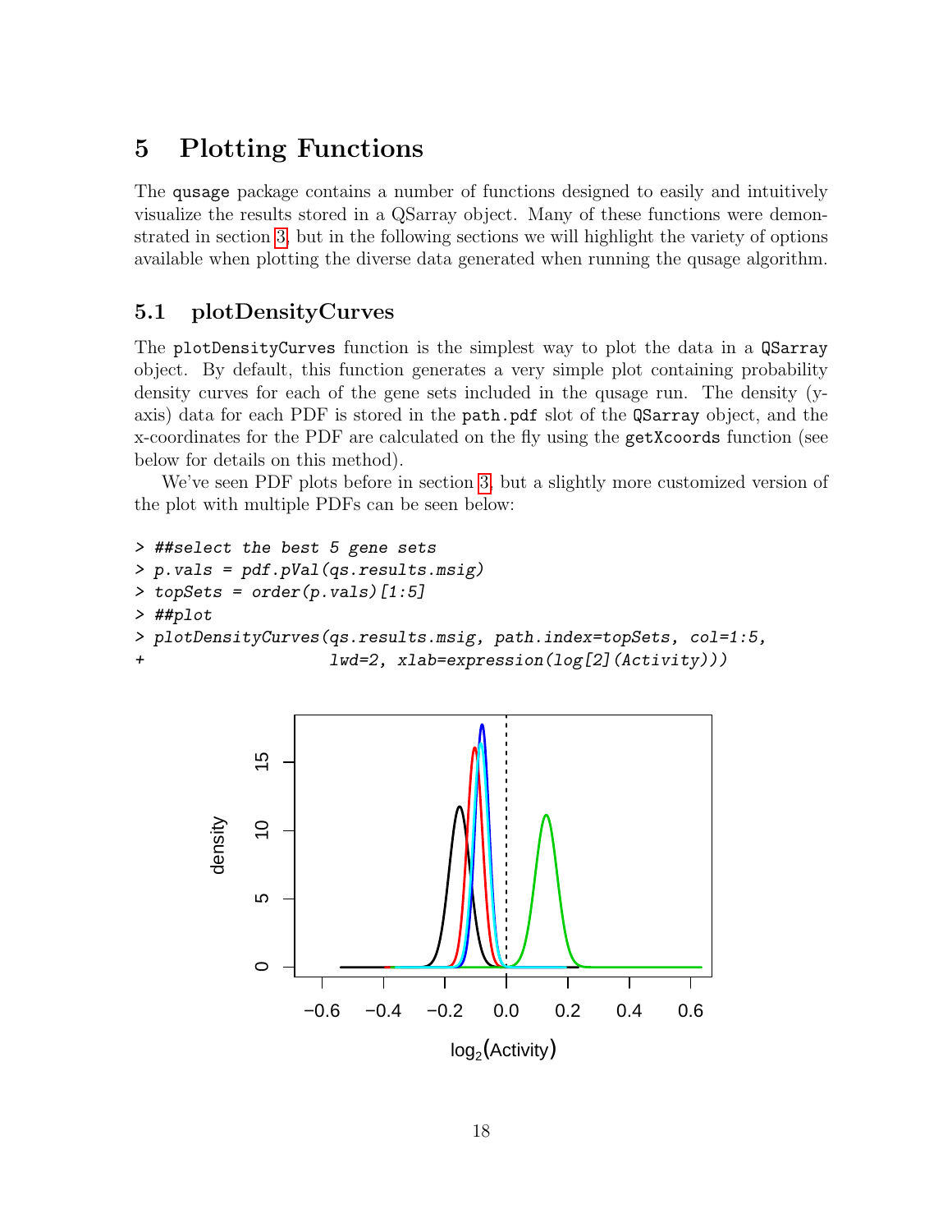## 5 Plotting Functions

The `qusage` package contains a number of functions designed to easily and intuitively visualize the results stored in a QSarray object. Many of these functions were demonstrated in section 3, but in the following sections we will highlight the variety of options available when plotting the diverse data generated when running the qusage algorithm.

### 5.1 plotDensityCurves

The `plotDensityCurves` function is the simplest way to plot the data in a `QSarray` object. By default, this function generates a very simple plot containing probability density curves for each of the gene sets included in the qusage run. The density (y-axis) data for each PDF is stored in the `path.pdf` slot of the `QSarray` object, and the x-coordinates for the PDF are calculated on the fly using the `getXcoords` function (see below for details on this method).

We've seen PDF plots before in section 3, but a slightly more customized version of the plot with multiple PDFs can be seen below:

```
> ##select the best 5 gene sets
> p.vals = pdf.pVal(qs.results.msig)
> topSets = order(p.vals)[1:5]
> ##plot
> plotDensityCurves(qs.results.msig, path.index=topSets, col=1:5,
+                   lwd=2, xlab=expression(log[2](Activity)))
```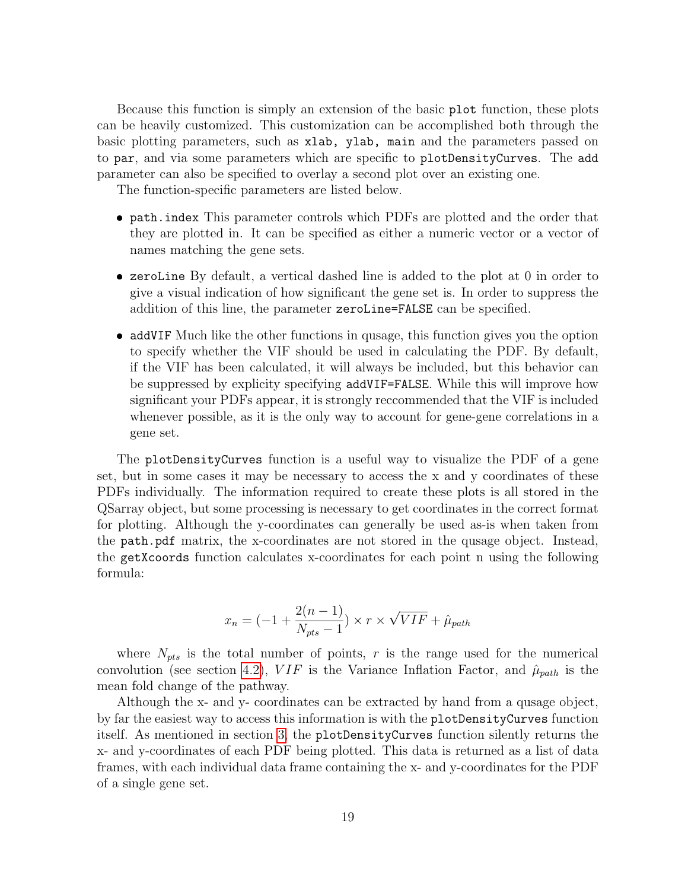Because this function is simply an extension of the basic `plot` function, these plots can be heavily customized. This customization can be accomplished both through the basic plotting parameters, such as `xlab, ylab, main` and the parameters passed on to `par`, and via some parameters which are specific to `plotDensityCurves`. The `add` parameter can also be specified to overlay a second plot over an existing one.

The function-specific parameters are listed below.

- `path.index` This parameter controls which PDFs are plotted and the order that they are plotted in. It can be specified as either a numeric vector or a vector of names matching the gene sets.
- `zeroLine` By default, a vertical dashed line is added to the plot at 0 in order to give a visual indication of how significant the gene set is. In order to suppress the addition of this line, the parameter `zeroLine=FALSE` can be specified.
- `addVIF` Much like the other functions in qusage, this function gives you the option to specify whether the VIF should be used in calculating the PDF. By default, if the VIF has been calculated, it will always be included, but this behavior can be suppressed by explicity specifying `addVIF=FALSE`. While this will improve how significant your PDFs appear, it is strongly reccommended that the VIF is included whenever possible, as it is the only way to account for gene-gene correlations in a gene set.

The `plotDensityCurves` function is a useful way to visualize the PDF of a gene set, but in some cases it may be necessary to access the x and y coordinates of these PDFs individually. The information required to create these plots is all stored in the QSarray object, but some processing is necessary to get coordinates in the correct format for plotting. Although the y-coordinates can generally be used as-is when taken from the `path.pdf` matrix, the x-coordinates are not stored in the qusage object. Instead, the `getXcoords` function calculates x-coordinates for each point n using the following formula:

$$x_n = (-1 + \frac{2(n-1)}{N_{pts}-1}) \times r \times \sqrt{VIF} + \hat{\mu}_{path}$$

where $N_{pts}$ is the total number of points, $r$ is the range used for the numerical convolution (see section 4.2), $VIF$ is the Variance Inflation Factor, and $\hat{\mu}_{path}$ is the mean fold change of the pathway.

Although the x- and y- coordinates can be extracted by hand from a qusage object, by far the easiest way to access this information is with the `plotDensityCurves` function itself. As mentioned in section 3, the `plotDensityCurves` function silently returns the x- and y-coordinates of each PDF being plotted. This data is returned as a list of data frames, with each individual data frame containing the x- and y-coordinates for the PDF of a single gene set.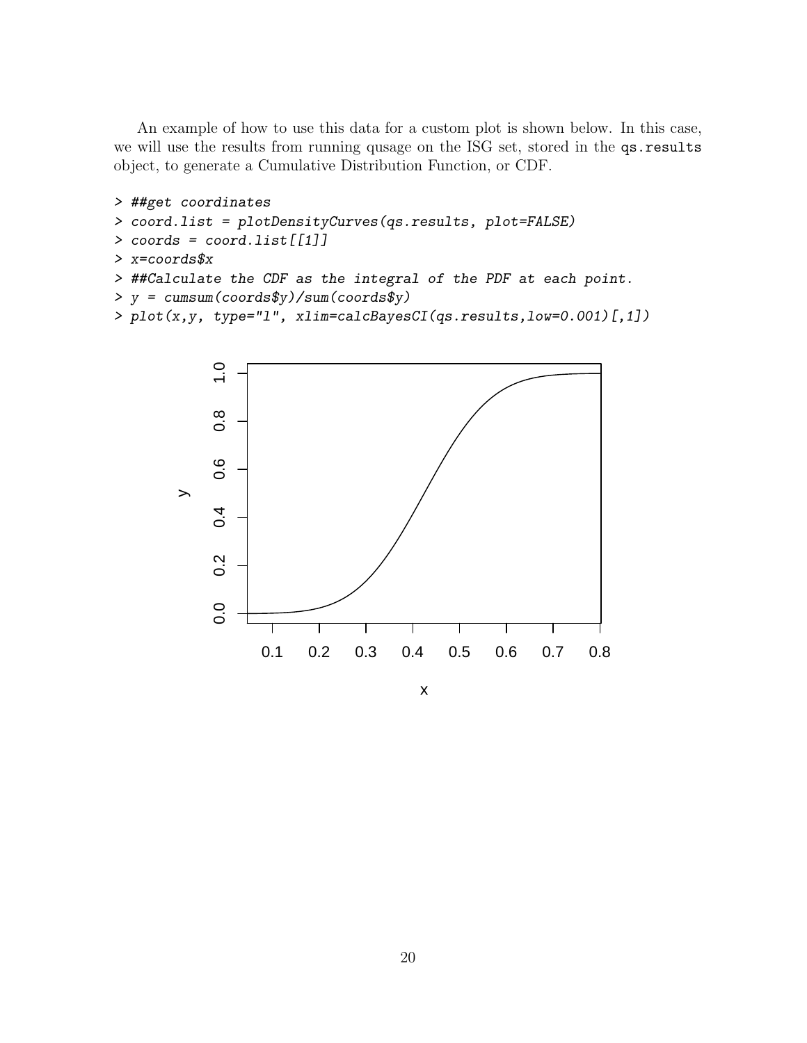An example of how to use this data for a custom plot is shown below. In this case, we will use the results from running qusage on the ISG set, stored in the `qs.results` object, to generate a Cumulative Distribution Function, or CDF.

```
> ##get coordinates
> coord.list = plotDensityCurves(qs.results, plot=FALSE)
> coords = coord.list[[1]]
> x=coords$x
> ##Calculate the CDF as the integral of the PDF at each point.
> y = cumsum(coords$y)/sum(coords$y)
> plot(x,y, type="l", xlim=calcBayesCI(qs.results,low=0.001)[,1])
```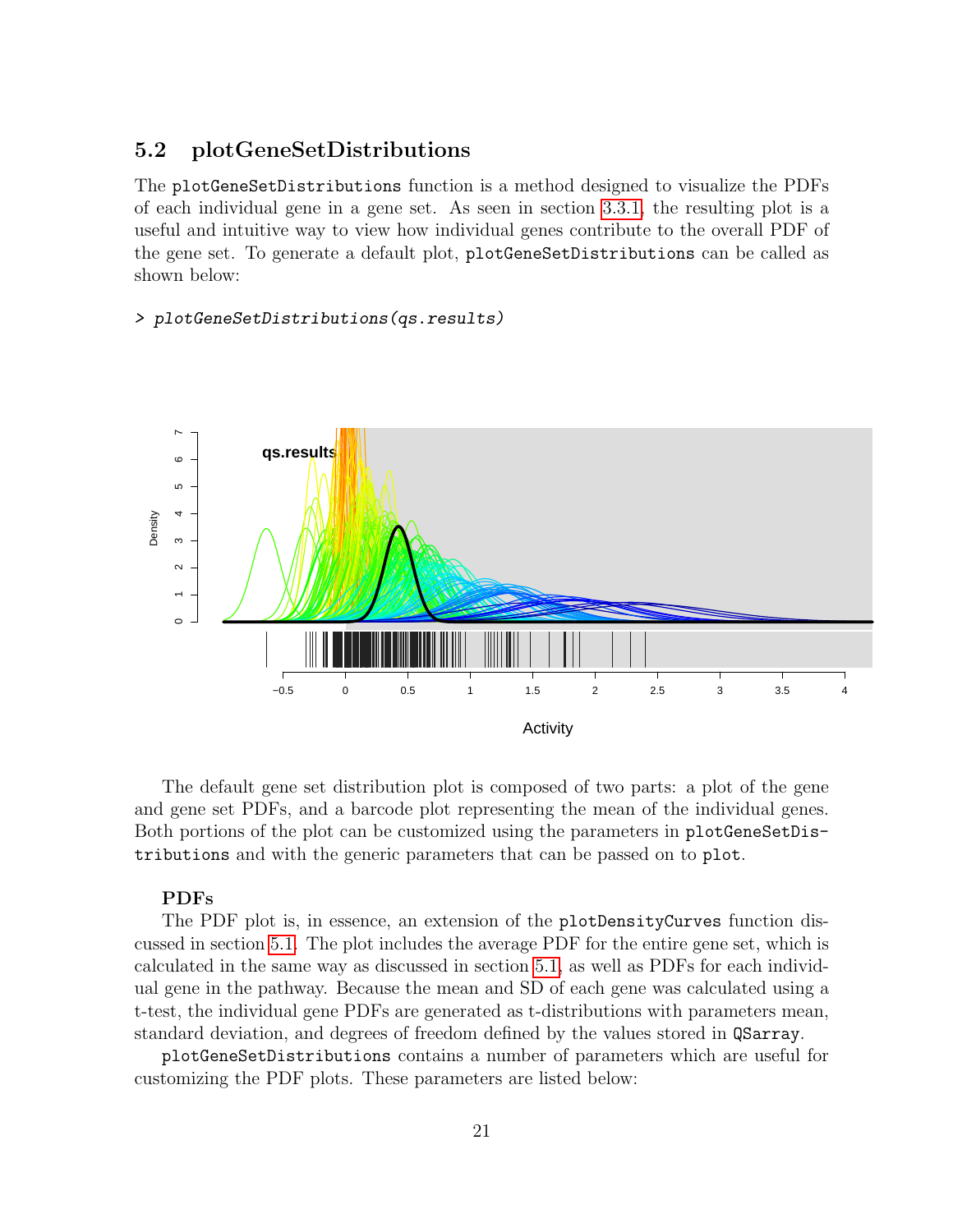## 5.2 plotGeneSetDistributions

The `plotGeneSetDistributions` function is a method designed to visualize the PDFs of each individual gene in a gene set. As seen in section 3.3.1, the resulting plot is a useful and intuitive way to view how individual genes contribute to the overall PDF of the gene set. To generate a default plot, `plotGeneSetDistributions` can be called as shown below:

```
> plotGeneSetDistributions(qs.results)
```

The default gene set distribution plot is composed of two parts: a plot of the gene and gene set PDFs, and a barcode plot representing the mean of the individual genes. Both portions of the plot can be customized using the parameters in `plotGeneSetDistributions` and with the generic parameters that can be passed on to `plot`.

**PDFs**

The PDF plot is, in essence, an extension of the `plotDensityCurves` function discussed in section 5.1. The plot includes the average PDF for the entire gene set, which is calculated in the same way as discussed in section 5.1, as well as PDFs for each individual gene in the pathway. Because the mean and SD of each gene was calculated using a t-test, the individual gene PDFs are generated as t-distributions with parameters mean, standard deviation, and degrees of freedom defined by the values stored in `QSarray`.

`plotGeneSetDistributions` contains a number of parameters which are useful for customizing the PDF plots. These parameters are listed below: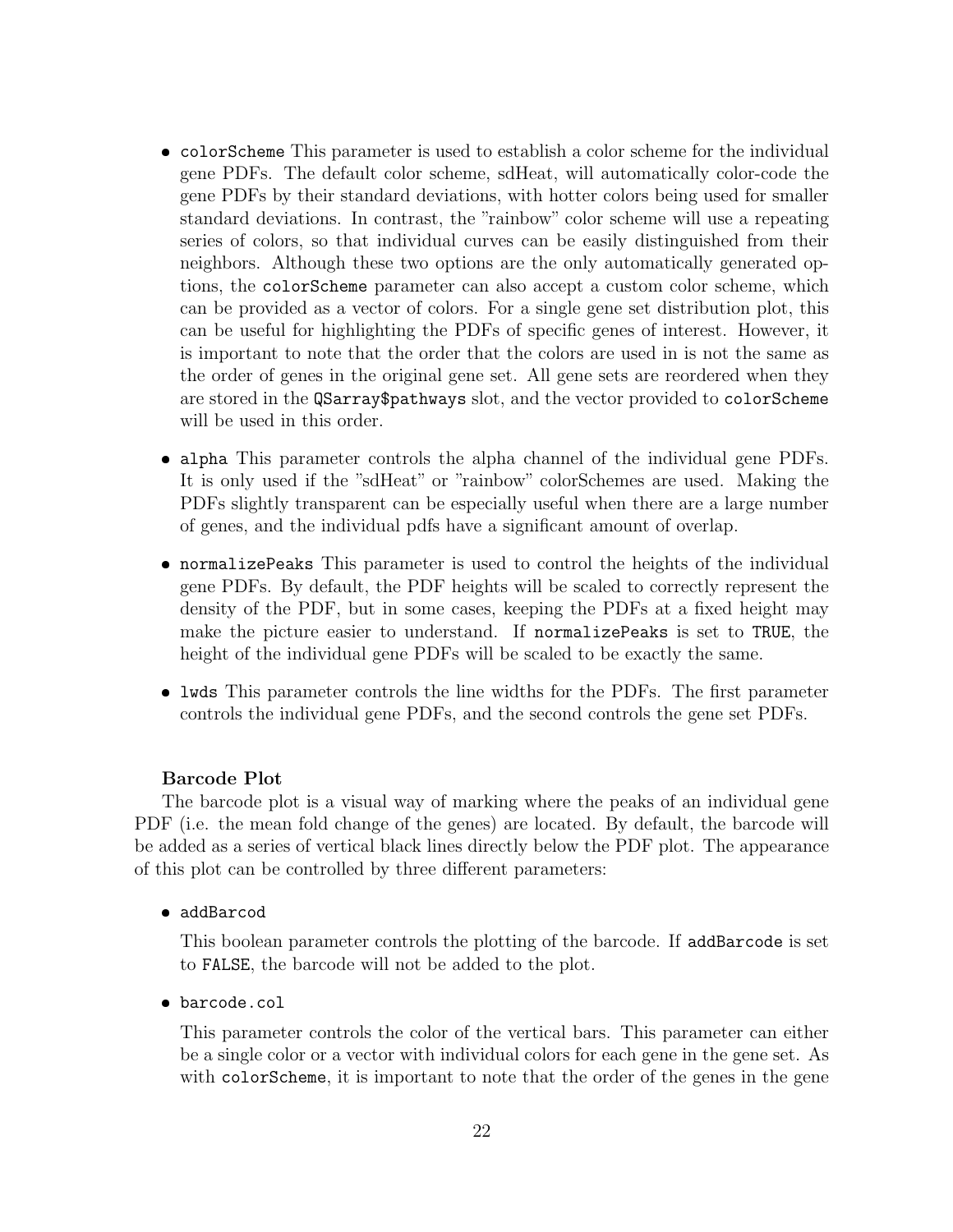- `colorScheme` This parameter is used to establish a color scheme for the individual gene PDFs. The default color scheme, sdHeat, will automatically color-code the gene PDFs by their standard deviations, with hotter colors being used for smaller standard deviations. In contrast, the "rainbow" color scheme will use a repeating series of colors, so that individual curves can be easily distinguished from their neighbors. Although these two options are the only automatically generated options, the `colorScheme` parameter can also accept a custom color scheme, which can be provided as a vector of colors. For a single gene set distribution plot, this can be useful for highlighting the PDFs of specific genes of interest. However, it is important to note that the order that the colors are used in is not the same as the order of genes in the original gene set. All gene sets are reordered when they are stored in the `QSarray$pathways` slot, and the vector provided to `colorScheme` will be used in this order.

- `alpha` This parameter controls the alpha channel of the individual gene PDFs. It is only used if the "sdHeat" or "rainbow" colorSchemes are used. Making the PDFs slightly transparent can be especially useful when there are a large number of genes, and the individual pdfs have a significant amount of overlap.

- `normalizePeaks` This parameter is used to control the heights of the individual gene PDFs. By default, the PDF heights will be scaled to correctly represent the density of the PDF, but in some cases, keeping the PDFs at a fixed height may make the picture easier to understand. If `normalizePeaks` is set to `TRUE`, the height of the individual gene PDFs will be scaled to be exactly the same.

- `lwds` This parameter controls the line widths for the PDFs. The first parameter controls the individual gene PDFs, and the second controls the gene set PDFs.

**Barcode Plot**

The barcode plot is a visual way of marking where the peaks of an individual gene PDF (i.e. the mean fold change of the genes) are located. By default, the barcode will be added as a series of vertical black lines directly below the PDF plot. The appearance of this plot can be controlled by three different parameters:

- `addBarcod`

  This boolean parameter controls the plotting of the barcode. If `addBarcode` is set to `FALSE`, the barcode will not be added to the plot.

- `barcode.col`

  This parameter controls the color of the vertical bars. This parameter can either be a single color or a vector with individual colors for each gene in the gene set. As with `colorScheme`, it is important to note that the order of the genes in the gene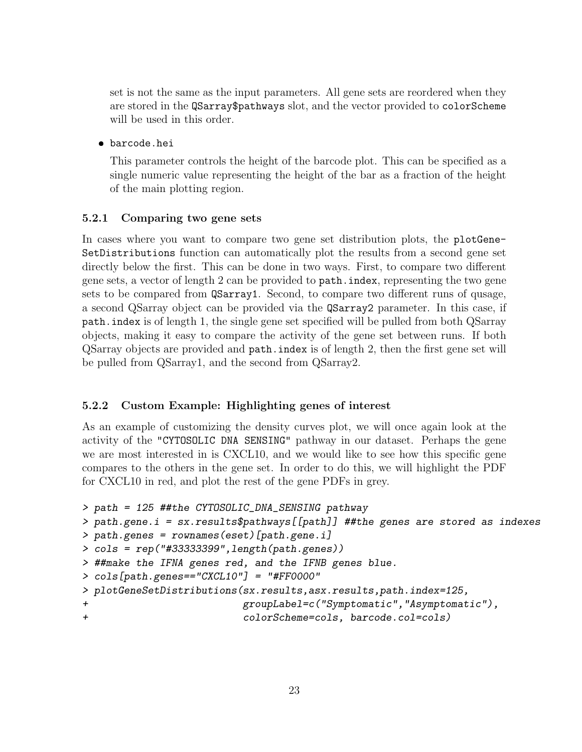set is not the same as the input parameters. All gene sets are reordered when they are stored in the `QSarray$pathways` slot, and the vector provided to `colorScheme` will be used in this order.

- `barcode.hei`

  This parameter controls the height of the barcode plot. This can be specified as a single numeric value representing the height of the bar as a fraction of the height of the main plotting region.

### 5.2.1 Comparing two gene sets

In cases where you want to compare two gene set distribution plots, the `plotGeneSetDistributions` function can automatically plot the results from a second gene set directly below the first. This can be done in two ways. First, to compare two different gene sets, a vector of length 2 can be provided to `path.index`, representing the two gene sets to be compared from `QSarray1`. Second, to compare two different runs of qusage, a second QSarray object can be provided via the `QSarray2` parameter. In this case, if `path.index` is of length 1, the single gene set specified will be pulled from both QSarray objects, making it easy to compare the activity of the gene set between runs. If both QSarray objects are provided and `path.index` is of length 2, then the first gene set will be pulled from QSarray1, and the second from QSarray2.

### 5.2.2 Custom Example: Highlighting genes of interest

As an example of customizing the density curves plot, we will once again look at the activity of the `"CYTOSOLIC DNA SENSING"` pathway in our dataset. Perhaps the gene we are most interested in is CXCL10, and we would like to see how this specific gene compares to the others in the gene set. In order to do this, we will highlight the PDF for CXCL10 in red, and plot the rest of the gene PDFs in grey.

```
> path = 125 ##the CYTOSOLIC_DNA_SENSING pathway
> path.gene.i = sx.results$pathways[[path]] ##the genes are stored as indexes
> path.genes = rownames(eset)[path.gene.i]
> cols = rep("#33333399",length(path.genes))
> ##make the IFNA genes red, and the IFNB genes blue.
> cols[path.genes=="CXCL10"] = "#FF0000"
> plotGeneSetDistributions(sx.results,asx.results,path.index=125,
+                          groupLabel=c("Symptomatic","Asymptomatic"),
+                          colorScheme=cols, barcode.col=cols)
```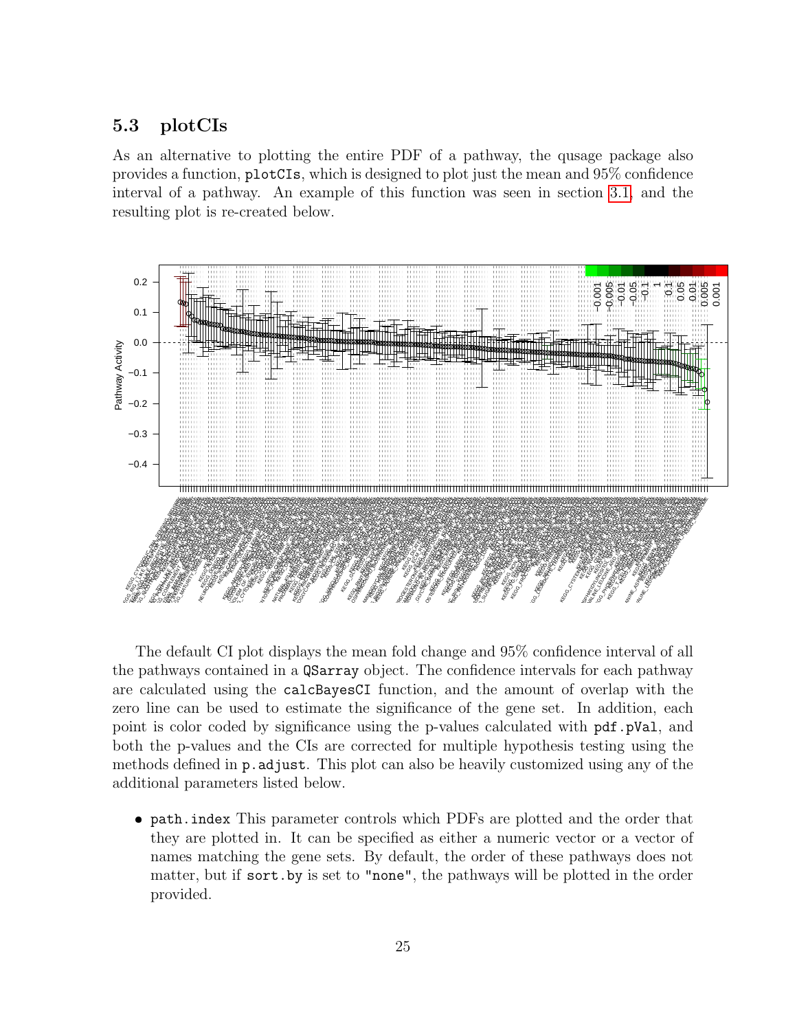### 5.3 plotCIs

As an alternative to plotting the entire PDF of a pathway, the qusage package also provides a function, `plotCIs`, which is designed to plot just the mean and 95% confidence interval of a pathway. An example of this function was seen in section 3.1, and the resulting plot is re-created below.

The default CI plot displays the mean fold change and 95% confidence interval of all the pathways contained in a `QSarray` object. The confidence intervals for each pathway are calculated using the `calcBayesCI` function, and the amount of overlap with the zero line can be used to estimate the significance of the gene set. In addition, each point is color coded by significance using the p-values calculated with `pdf.pVal`, and both the p-values and the CIs are corrected for multiple hypothesis testing using the methods defined in `p.adjust`. This plot can also be heavily customized using any of the additional parameters listed below.

- `path.index` This parameter controls which PDFs are plotted and the order that they are plotted in. It can be specified as either a numeric vector or a vector of names matching the gene sets. By default, the order of these pathways does not matter, but if `sort.by` is set to `"none"`, the pathways will be plotted in the order provided.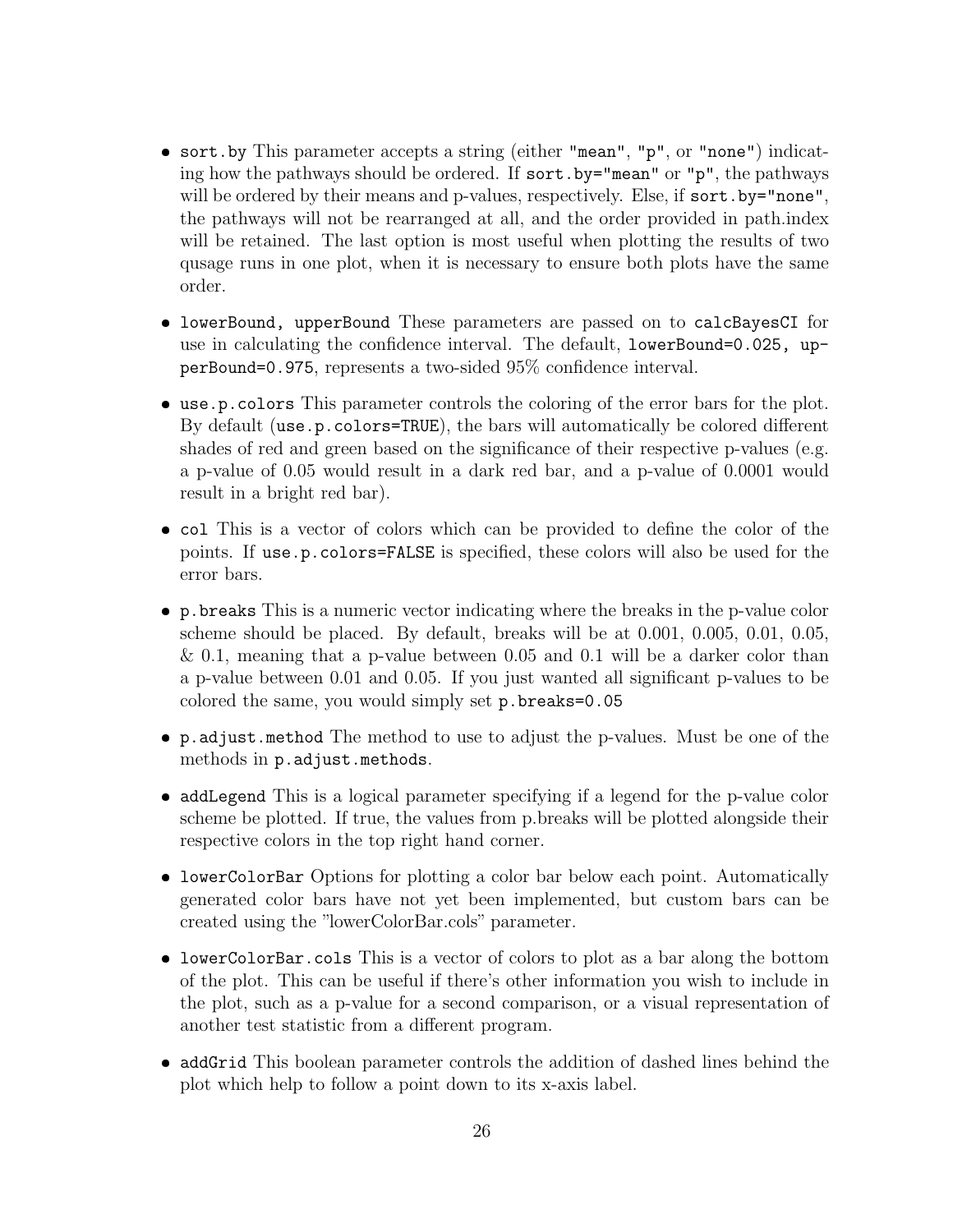- `sort.by` This parameter accepts a string (either `"mean"`, `"p"`, or `"none"`) indicating how the pathways should be ordered. If `sort.by="mean"` or `"p"`, the pathways will be ordered by their means and p-values, respectively. Else, if `sort.by="none"`, the pathways will not be rearranged at all, and the order provided in path.index will be retained. The last option is most useful when plotting the results of two qusage runs in one plot, when it is necessary to ensure both plots have the same order.

- `lowerBound, upperBound` These parameters are passed on to `calcBayesCI` for use in calculating the confidence interval. The default, `lowerBound=0.025, upperBound=0.975`, represents a two-sided 95% confidence interval.

- `use.p.colors` This parameter controls the coloring of the error bars for the plot. By default (`use.p.colors=TRUE`), the bars will automatically be colored different shades of red and green based on the significance of their respective p-values (e.g. a p-value of 0.05 would result in a dark red bar, and a p-value of 0.0001 would result in a bright red bar).

- `col` This is a vector of colors which can be provided to define the color of the points. If `use.p.colors=FALSE` is specified, these colors will also be used for the error bars.

- `p.breaks` This is a numeric vector indicating where the breaks in the p-value color scheme should be placed. By default, breaks will be at 0.001, 0.005, 0.01, 0.05, & 0.1, meaning that a p-value between 0.05 and 0.1 will be a darker color than a p-value between 0.01 and 0.05. If you just wanted all significant p-values to be colored the same, you would simply set `p.breaks=0.05`

- `p.adjust.method` The method to use to adjust the p-values. Must be one of the methods in `p.adjust.methods`.

- `addLegend` This is a logical parameter specifying if a legend for the p-value color scheme be plotted. If true, the values from p.breaks will be plotted alongside their respective colors in the top right hand corner.

- `lowerColorBar` Options for plotting a color bar below each point. Automatically generated color bars have not yet been implemented, but custom bars can be created using the "lowerColorBar.cols" parameter.

- `lowerColorBar.cols` This is a vector of colors to plot as a bar along the bottom of the plot. This can be useful if there's other information you wish to include in the plot, such as a p-value for a second comparison, or a visual representation of another test statistic from a different program.

- `addGrid` This boolean parameter controls the addition of dashed lines behind the plot which help to follow a point down to its x-axis label.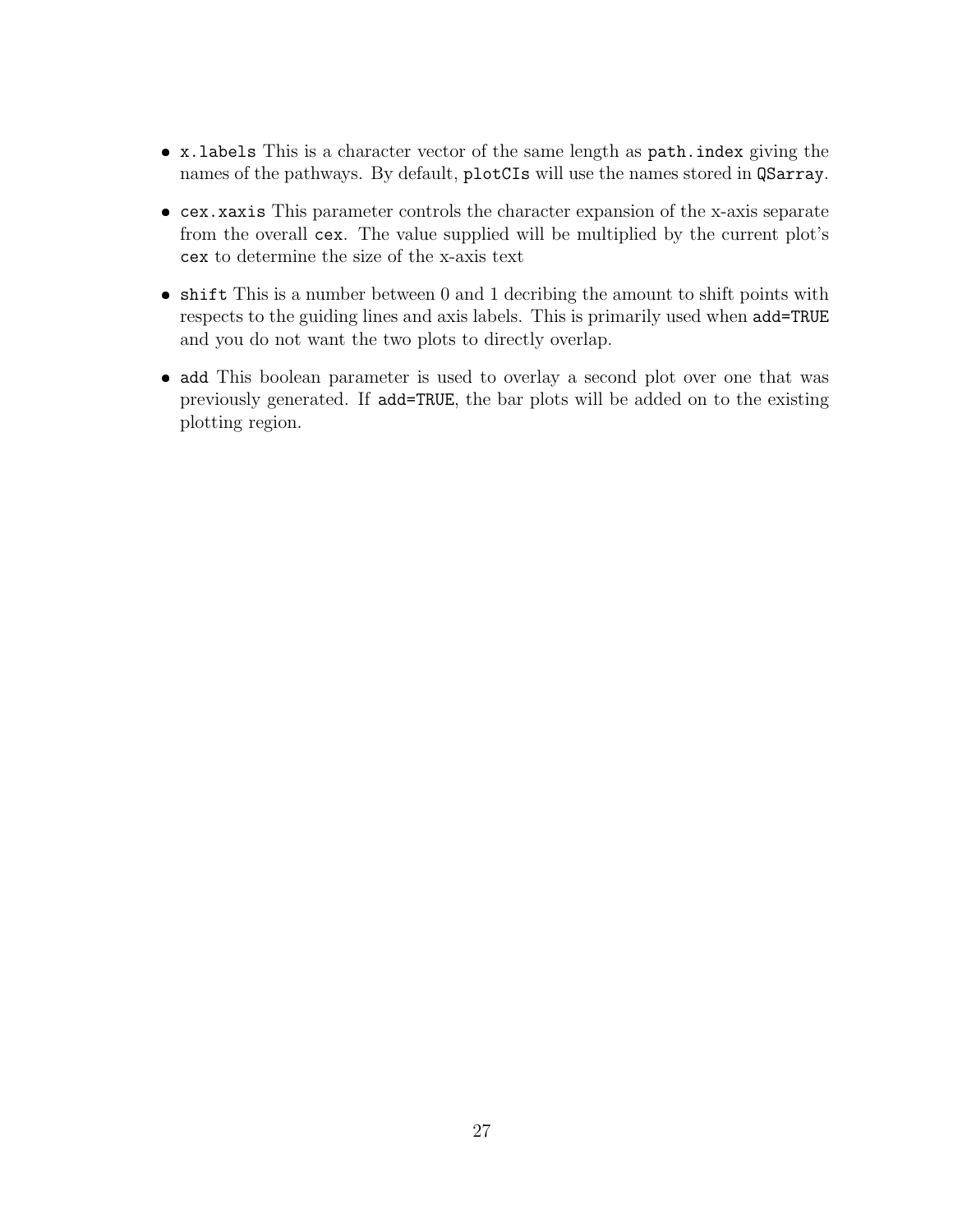- `x.labels` This is a character vector of the same length as `path.index` giving the names of the pathways. By default, `plotCIs` will use the names stored in `QSarray`.
- `cex.xaxis` This parameter controls the character expansion of the x-axis separate from the overall `cex`. The value supplied will be multiplied by the current plot's `cex` to determine the size of the x-axis text
- `shift` This is a number between 0 and 1 decribing the amount to shift points with respects to the guiding lines and axis labels. This is primarily used when `add=TRUE` and you do not want the two plots to directly overlap.
- `add` This boolean parameter is used to overlay a second plot over one that was previously generated. If `add=TRUE`, the bar plots will be added on to the existing plotting region.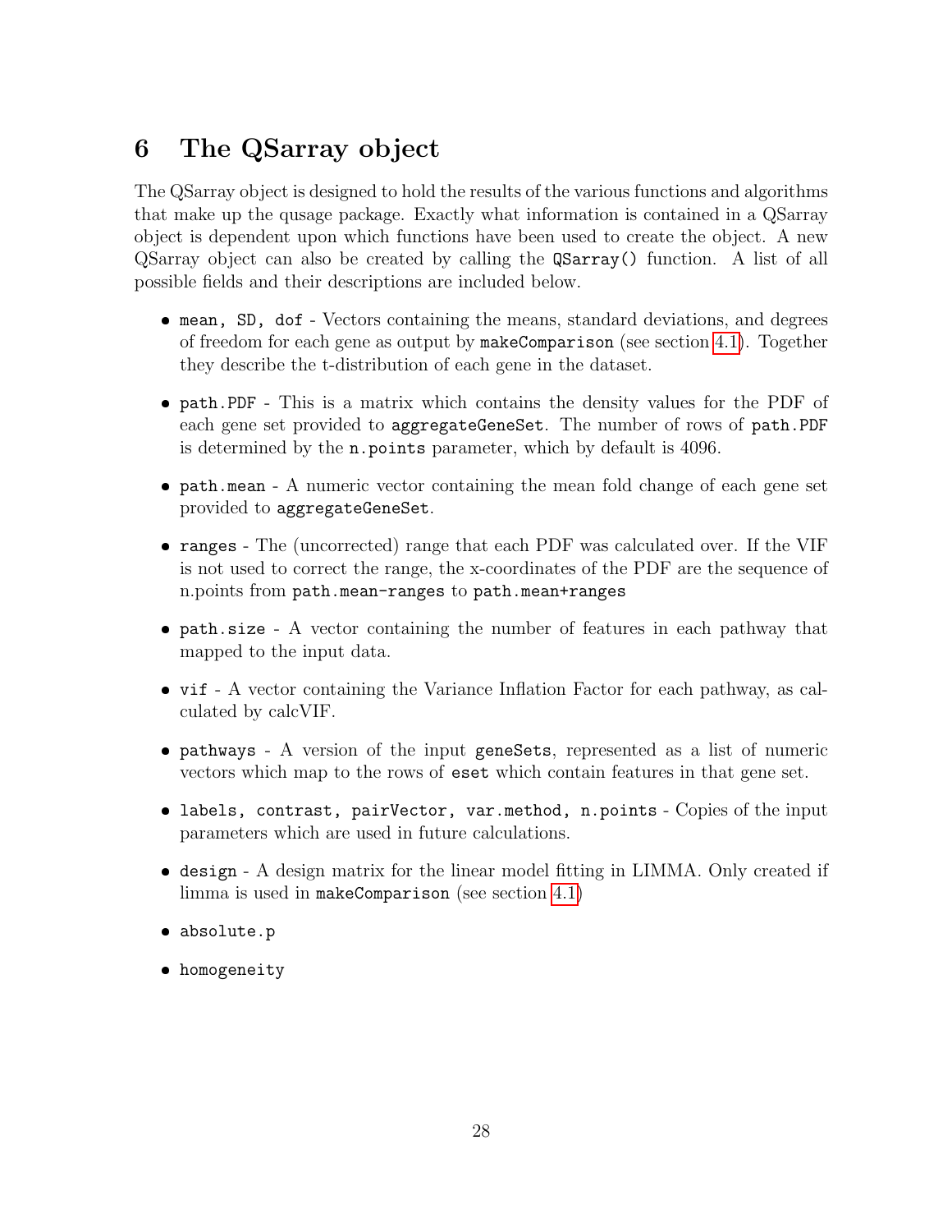## 6 The QSarray object

The QSarray object is designed to hold the results of the various functions and algorithms that make up the qusage package. Exactly what information is contained in a QSarray object is dependent upon which functions have been used to create the object. A new QSarray object can also be created by calling the `QSarray()` function. A list of all possible fields and their descriptions are included below.

- `mean, SD, dof` - Vectors containing the means, standard deviations, and degrees of freedom for each gene as output by `makeComparison` (see section 4.1). Together they describe the t-distribution of each gene in the dataset.
- `path.PDF` - This is a matrix which contains the density values for the PDF of each gene set provided to `aggregateGeneSet`. The number of rows of `path.PDF` is determined by the `n.points` parameter, which by default is 4096.
- `path.mean` - A numeric vector containing the mean fold change of each gene set provided to `aggregateGeneSet`.
- `ranges` - The (uncorrected) range that each PDF was calculated over. If the VIF is not used to correct the range, the x-coordinates of the PDF are the sequence of n.points from `path.mean-ranges` to `path.mean+ranges`
- `path.size` - A vector containing the number of features in each pathway that mapped to the input data.
- `vif` - A vector containing the Variance Inflation Factor for each pathway, as calculated by calcVIF.
- `pathways` - A version of the input `geneSets`, represented as a list of numeric vectors which map to the rows of `eset` which contain features in that gene set.
- `labels, contrast, pairVector, var.method, n.points` - Copies of the input parameters which are used in future calculations.
- `design` - A design matrix for the linear model fitting in LIMMA. Only created if limma is used in `makeComparison` (see section 4.1)
- `absolute.p`
- `homogeneity`